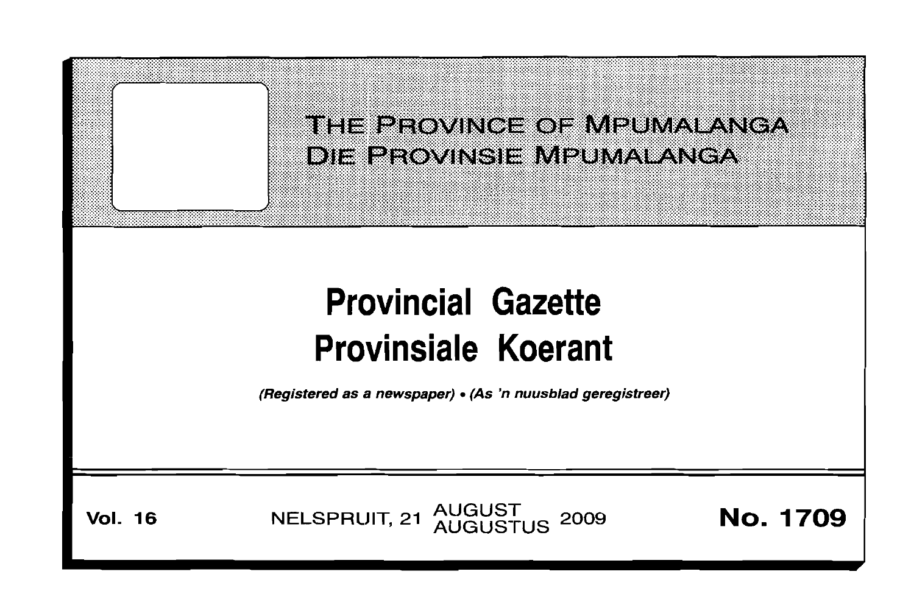THE PROVINCE OF MPUMALANGA
DIE PROVINSIE MPUMALANGA

# Provincial Gazette
# Provinsiale Koerant

*(Registered as a newspaper)* • *(As 'n nuusblad geregistreer)*

**Vol. 16** NELSPRUIT, 21 AUGUST AUGUSTUS 2009 **No. 1709**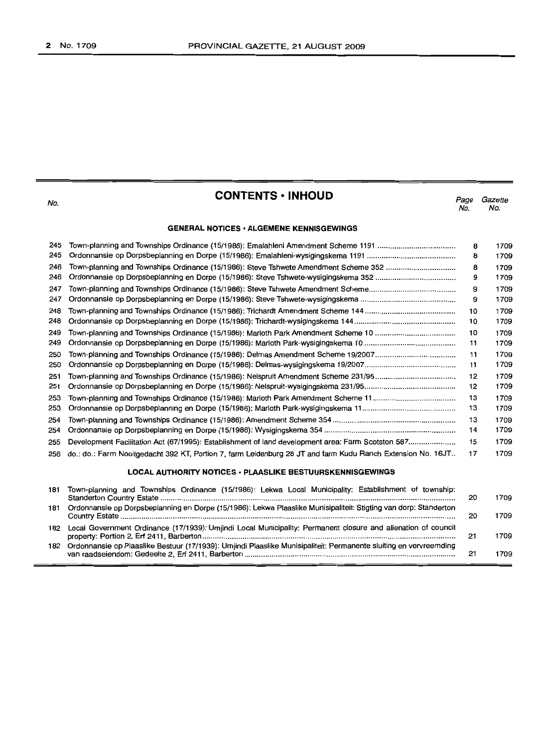# CONTENTS • INHOUD

| No. | | Page No. | Gazette No. |
|---|---|---|---|
| | **GENERAL NOTICES • ALGEMENE KENNISGEWINGS** | | |
| 245 | Town-planning and Townships Ordinance (15/1986): Emalahleni Amendment Scheme 1191 | 8 | 1709 |
| 245 | Ordonnansie op Dorpsbeplanning en Dorpe (15/1986): Emalahleni-wysigingskema 1191 | 8 | 1709 |
| 246 | Town-planning and Townships Ordinance (15/1986): Steve Tshwete Amendment Scheme 352 | 8 | 1709 |
| 246 | Ordonnansie op Dorpsbeplanning en Dorpe (15/1986): Steve Tshwete-wysigingskema 352 | 9 | 1709 |
| 247 | Town-planning and Townships Ordinance (15/1986): Steve Tshwete Amendment Scheme | 9 | 1709 |
| 247 | Ordonnansie op Dorpsbeplanning en Dorpe (15/1986): Steve Tshwete-wysigingskema | 9 | 1709 |
| 248 | Town-planning and Townships Ordinance (15/1986): Trichardt Amendment Scheme 144 | 10 | 1709 |
| 248 | Ordonnansie op Dorpsbeplanning en Dorpe (15/1986): Trichardt-wysigingskema 144 | 10 | 1709 |
| 249 | Town-planning and Townships Ordinance (15/1986): Marloth Park Amendment Scheme 10 | 10 | 1709 |
| 249 | Ordonnansie op Dorpsbeplanning en Dorpe (15/1986): Marloth Park-wysigingskema 10 | 11 | 1709 |
| 250 | Town-planning and Townships Ordinance (15/1986): Delmas Amendment Scheme 19/2007 | 11 | 1709 |
| 250 | Ordonnansie op Dorpsbeplanning en Dorpe (15/1986): Delmas-wysigingskema 19/2007 | 11 | 1709 |
| 251 | Town-planning and Townships Ordinance (15/1986): Nelspruit Amendment Scheme 231/95 | 12 | 1709 |
| 251 | Ordonnansie op Dorpsbeplanning en Dorpe (15/1986): Nelspruit-wysigingskema 231/95 | 12 | 1709 |
| 253 | Town-planning and Townships Ordinance (15/1986): Marloth Park Amendment Scheme 11 | 13 | 1709 |
| 253 | Ordonnansie op Dorpsbeplanning en Dorpe (15/1986): Marloth Park-wysigingskema 11 | 13 | 1709 |
| 254 | Town-planning and Townships Ordinance (15/1986): Amendment Scheme 354 | 13 | 1709 |
| 254 | Ordonnansie op Dorpsbeplanning en Dorpe (15/1986): Wysigingskema 354 | 14 | 1709 |
| 255 | Development Facilitation Act (67/1995): Establishment of land development area: Farm Scotston 587 | 15 | 1709 |
| 256 | do.: do.: Farm Nooitgedacht 392 KT, Portion 7, farm Leidenburg 28 JT and farm Kudu Ranch Extension No. 16JT | 17 | 1709 |
| | **LOCAL AUTHORITY NOTICES • PLAASLIKE BESTUURSKENNISGEWINGS** | | |
| 181 | Town-planning and Townships Ordinance (15/1986): Lekwa Local Municipality: Establishment of township: Standerton Country Estate | 20 | 1709 |
| 181 | Ordonnansie op Dorpsbeplanning en Dorpe (15/1986): Lekwa Plaaslike Munisipaliteit: Stigting van dorp: Standerton Country Estate | 20 | 1709 |
| 182 | Local Government Ordinance (17/1939): Umjindi Local Municipality: Permanent closure and alienation of council property: Portion 2, Erf 2411, Barberton | 21 | 1709 |
| 182 | Ordonnansie op Plaaslike Bestuur (17/1939): Umjindi Plaaslike Munisipaliteit: Permanente sluiting en vervreemding van raadseiendom: Gedeelte 2, Erf 2411, Barberton | 21 | 1709 |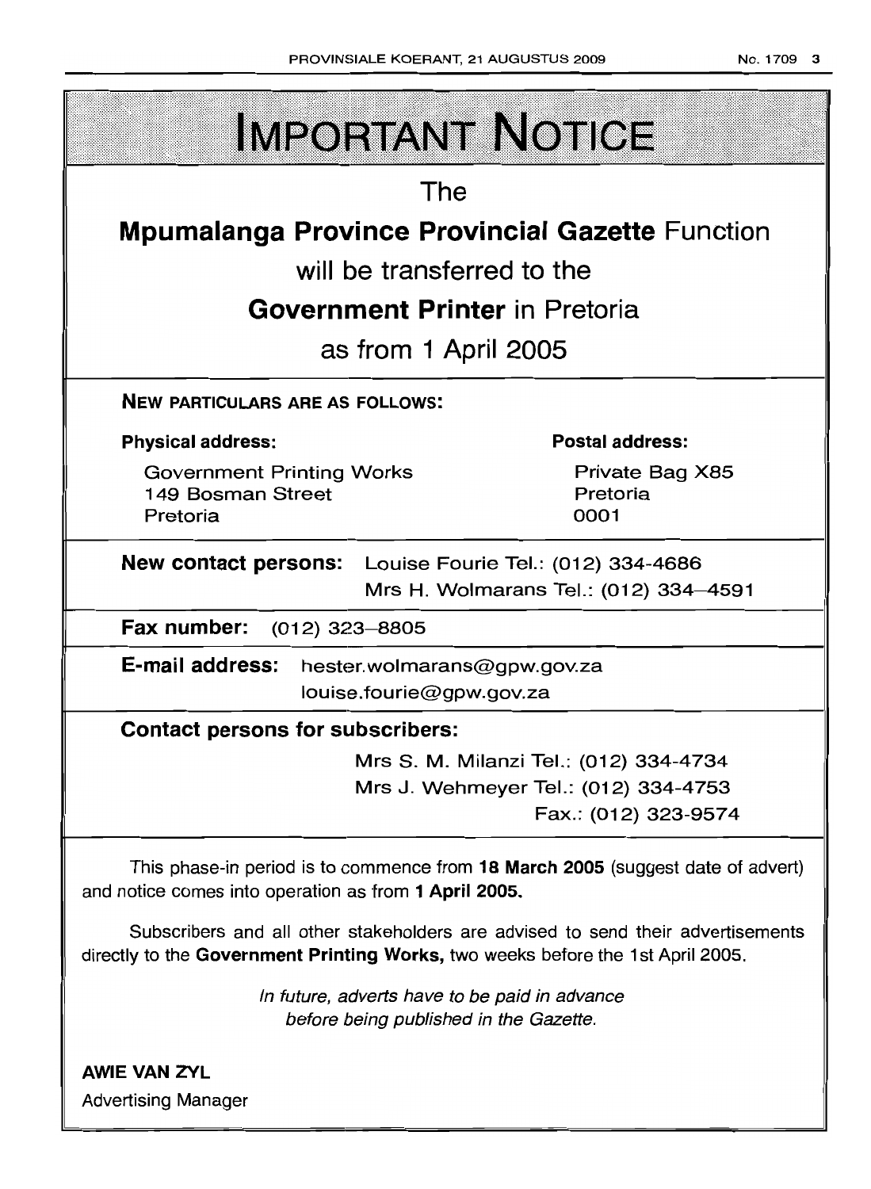# IMPORTANT NOTICE

The

**Mpumalanga Province Provincial Gazette** Function

will be transferred to the

**Government Printer** in Pretoria

as from 1 April 2005

**NEW PARTICULARS ARE AS FOLLOWS:**

**Physical address:**

Government Printing Works
149 Bosman Street
Pretoria

**Postal address:**

Private Bag X85
Pretoria
0001

**New contact persons:** Louise Fourie Tel.: (012) 334-4686
Mrs H. Wolmarans Tel.: (012) 334–4591

**Fax number:** (012) 323–8805

**E-mail address:** hester.wolmarans@gpw.gov.za
louise.fourie@gpw.gov.za

**Contact persons for subscribers:**

Mrs S. M. Milanzi Tel.: (012) 334-4734
Mrs J. Wehmeyer Tel.: (012) 334-4753
Fax.: (012) 323-9574

This phase-in period is to commence from **18 March 2005** (suggest date of advert) and notice comes into operation as from **1 April 2005.**

Subscribers and all other stakeholders are advised to send their advertisements directly to the **Government Printing Works,** two weeks before the 1st April 2005.

*In future, adverts have to be paid in advance before being published in the Gazette.*

**AWIE VAN ZYL**
Advertising Manager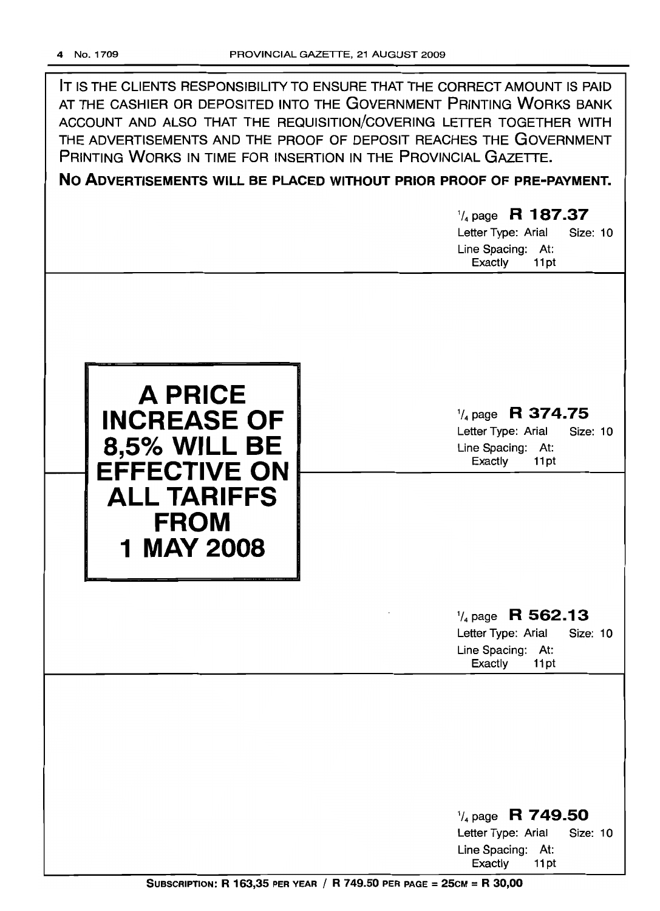IT IS THE CLIENTS RESPONSIBILITY TO ENSURE THAT THE CORRECT AMOUNT IS PAID AT THE CASHIER OR DEPOSITED INTO THE GOVERNMENT PRINTING WORKS BANK ACCOUNT AND ALSO THAT THE REQUISITION/COVERING LETTER TOGETHER WITH THE ADVERTISEMENTS AND THE PROOF OF DEPOSIT REACHES THE GOVERNMENT PRINTING WORKS IN TIME FOR INSERTION IN THE PROVINCIAL GAZETTE.

**NO ADVERTISEMENTS WILL BE PLACED WITHOUT PRIOR PROOF OF PRE-PAYMENT.**

1/4 page **R 187.37**
Letter Type: Arial Size: 10
Line Spacing: At: Exactly 11pt

**A PRICE INCREASE OF 8,5% WILL BE EFFECTIVE ON ALL TARIFFS FROM 1 MAY 2008**

1/4 page **R 374.75**
Letter Type: Arial Size: 10
Line Spacing: At: Exactly 11pt

1/4 page **R 562.13**
Letter Type: Arial Size: 10
Line Spacing: At: Exactly 11pt

1/4 page **R 749.50**
Letter Type: Arial Size: 10
Line Spacing: At: Exactly 11pt

**SUBSCRIPTION: R 163,35 PER YEAR / R 749.50 PER PAGE = 25CM = R 30,00**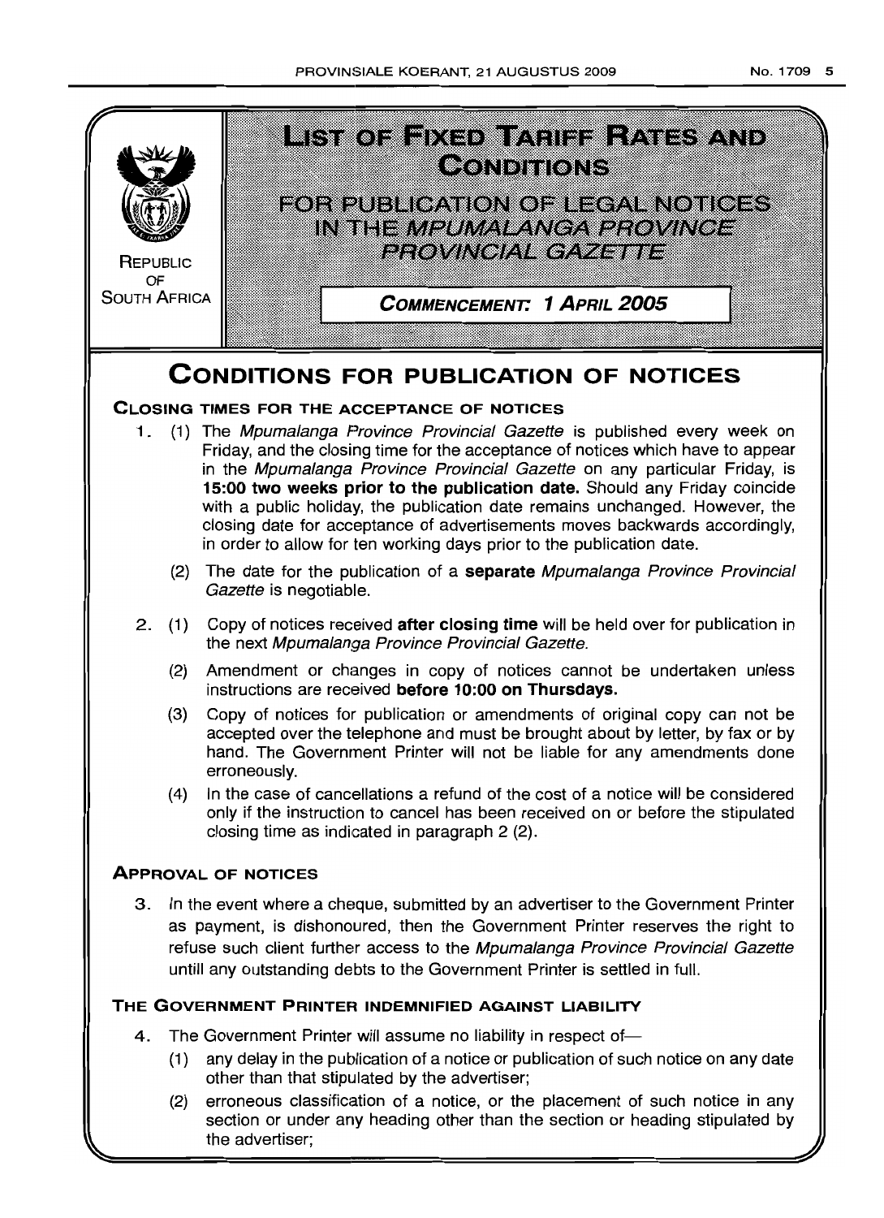REPUBLIC OF SOUTH AFRICA

# LIST OF FIXED TARIFF RATES AND CONDITIONS

## FOR PUBLICATION OF LEGAL NOTICES IN THE *MPUMALANGA PROVINCE PROVINCIAL GAZETTE*

**COMMENCEMENT: 1 APRIL 2005**

# CONDITIONS FOR PUBLICATION OF NOTICES

### CLOSING TIMES FOR THE ACCEPTANCE OF NOTICES

1. (1) The *Mpumalanga Province Provincial Gazette* is published every week on Friday, and the closing time for the acceptance of notices which have to appear in the *Mpumalanga Province Provincial Gazette* on any particular Friday, is **15:00 two weeks prior to the publication date.** Should any Friday coincide with a public holiday, the publication date remains unchanged. However, the closing date for acceptance of advertisements moves backwards accordingly, in order to allow for ten working days prior to the publication date.

   (2) The date for the publication of a **separate** *Mpumalanga Province Provincial Gazette* is negotiable.

2. (1) Copy of notices received **after closing time** will be held over for publication in the next *Mpumalanga Province Provincial Gazette.*

   (2) Amendment or changes in copy of notices cannot be undertaken unless instructions are received **before 10:00 on Thursdays.**

   (3) Copy of notices for publication or amendments of original copy can not be accepted over the telephone and must be brought about by letter, by fax or by hand. The Government Printer will not be liable for any amendments done erroneously.

   (4) In the case of cancellations a refund of the cost of a notice will be considered only if the instruction to cancel has been received on or before the stipulated closing time as indicated in paragraph 2 (2).

### APPROVAL OF NOTICES

3. In the event where a cheque, submitted by an advertiser to the Government Printer as payment, is dishonoured, then the Government Printer reserves the right to refuse such client further access to the *Mpumalanga Province Provincial Gazette* untill any outstanding debts to the Government Printer is settled in full.

### THE GOVERNMENT PRINTER INDEMNIFIED AGAINST LIABILITY

4. The Government Printer will assume no liability in respect of—

   (1) any delay in the publication of a notice or publication of such notice on any date other than that stipulated by the advertiser;

   (2) erroneous classification of a notice, or the placement of such notice in any section or under any heading other than the section or heading stipulated by the advertiser;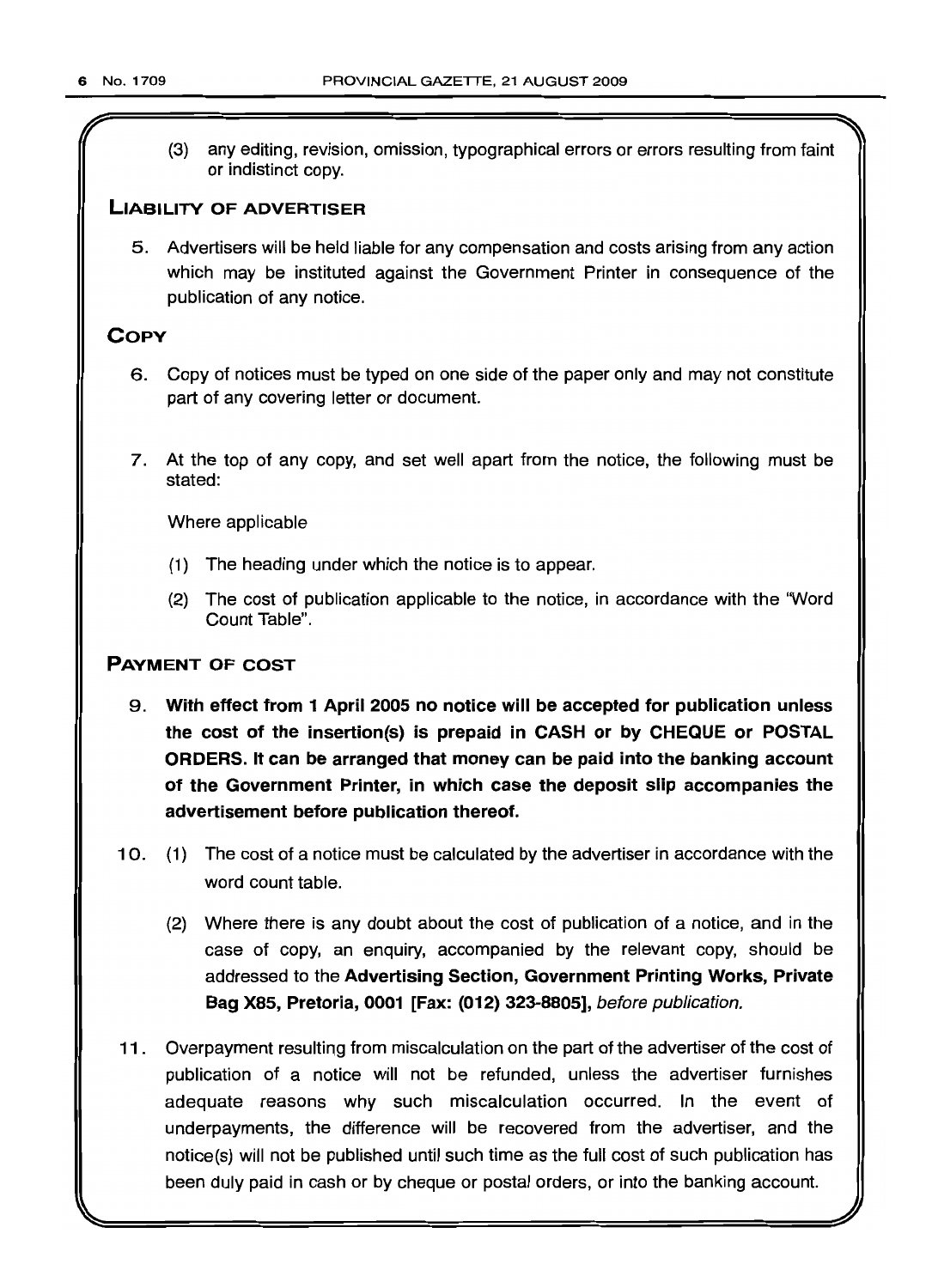(3) any editing, revision, omission, typographical errors or errors resulting from faint or indistinct copy.

## LIABILITY OF ADVERTISER

5. Advertisers will be held liable for any compensation and costs arising from any action which may be instituted against the Government Printer in consequence of the publication of any notice.

## COPY

6. Copy of notices must be typed on one side of the paper only and may not constitute part of any covering letter or document.

7. At the top of any copy, and set well apart from the notice, the following must be stated:

   Where applicable

   (1) The heading under which the notice is to appear.

   (2) The cost of publication applicable to the notice, in accordance with the "Word Count Table".

## PAYMENT OF COST

9. **With effect from 1 April 2005 no notice will be accepted for publication unless the cost of the insertion(s) is prepaid in CASH or by CHEQUE or POSTAL ORDERS. It can be arranged that money can be paid into the banking account of the Government Printer, in which case the deposit slip accompanies the advertisement before publication thereof.**

10. (1) The cost of a notice must be calculated by the advertiser in accordance with the word count table.

    (2) Where there is any doubt about the cost of publication of a notice, and in the case of copy, an enquiry, accompanied by the relevant copy, should be addressed to the **Advertising Section, Government Printing Works, Private Bag X85, Pretoria, 0001 [Fax: (012) 323-8805]**, *before publication.*

11. Overpayment resulting from miscalculation on the part of the advertiser of the cost of publication of a notice will not be refunded, unless the advertiser furnishes adequate reasons why such miscalculation occurred. In the event of underpayments, the difference will be recovered from the advertiser, and the notice(s) will not be published until such time as the full cost of such publication has been duly paid in cash or by cheque or postal orders, or into the banking account.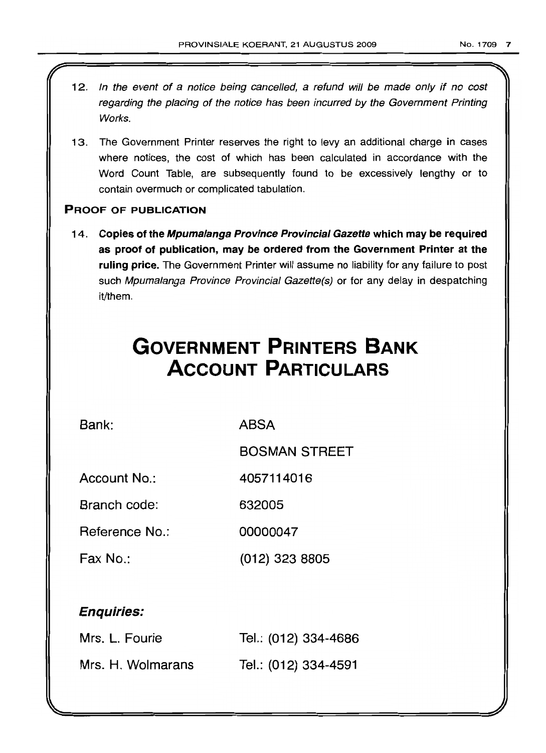12. *In the event of a notice being cancelled, a refund will be made only if no cost regarding the placing of the notice has been incurred by the Government Printing Works.*

13. The Government Printer reserves the right to levy an additional charge in cases where notices, the cost of which has been calculated in accordance with the Word Count Table, are subsequently found to be excessively lengthy or to contain overmuch or complicated tabulation.

### PROOF OF PUBLICATION

14. **Copies of the *Mpumalanga Province Provincial Gazette* which may be required as proof of publication, may be ordered from the Government Printer at the ruling price.** The Government Printer will assume no liability for any failure to post such *Mpumalanga Province Provincial Gazette(s)* or for any delay in despatching it/them.

# GOVERNMENT PRINTERS BANK ACCOUNT PARTICULARS

| | |
|---|---|
| Bank: | ABSA |
| | BOSMAN STREET |
| Account No.: | 4057114016 |
| Branch code: | 632005 |
| Reference No.: | 00000047 |
| Fax No.: | (012) 323 8805 |

***Enquiries:***

| | |
|---|---|
| Mrs. L. Fourie | Tel.: (012) 334-4686 |
| Mrs. H. Wolmarans | Tel.: (012) 334-4591 |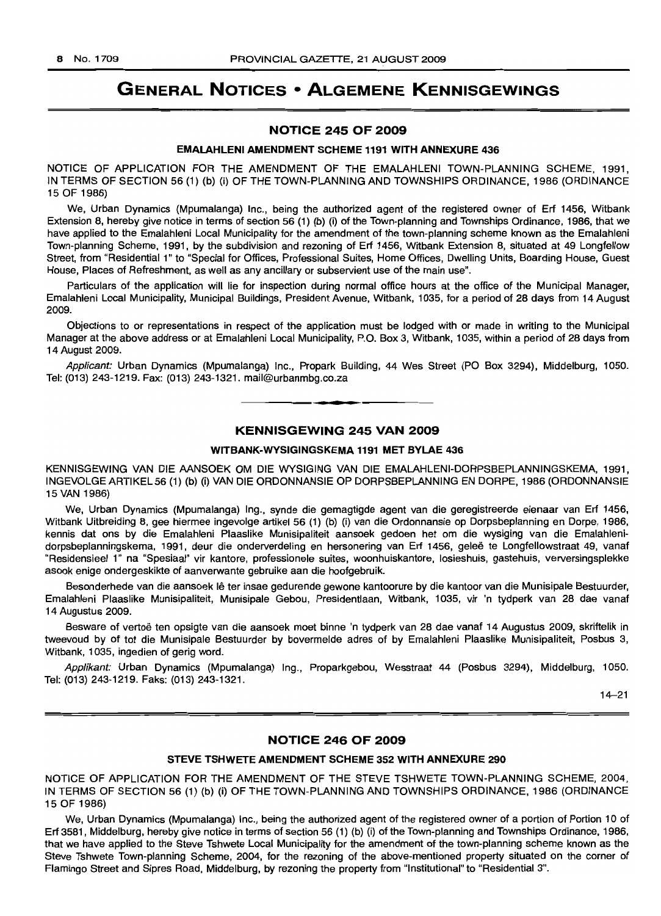# GENERAL NOTICES • ALGEMENE KENNISGEWINGS

## NOTICE 245 OF 2009

### EMALAHLENI AMENDMENT SCHEME 1191 WITH ANNEXURE 436

NOTICE OF APPLICATION FOR THE AMENDMENT OF THE EMALAHLENI TOWN-PLANNING SCHEME, 1991, IN TERMS OF SECTION 56 (1) (b) (i) OF THE TOWN-PLANNING AND TOWNSHIPS ORDINANCE, 1986 (ORDINANCE 15 OF 1986)

We, Urban Dynamics (Mpumalanga) Inc., being the authorized agent of the registered owner of Erf 1456, Witbank Extension 8, hereby give notice in terms of section 56 (1) (b) (i) of the Town-planning and Townships Ordinance, 1986, that we have applied to the Emalahleni Local Municipality for the amendment of the town-planning scheme known as the Emalahleni Town-planning Scheme, 1991, by the subdivision and rezoning of Erf 1456, Witbank Extension 8, situated at 49 Longfellow Street, from "Residential 1" to "Special for Offices, Professional Suites, Home Offices, Dwelling Units, Boarding House, Guest House, Places of Refreshment, as well as any ancillary or subservient use of the main use".

Particulars of the application will lie for inspection during normal office hours at the office of the Municipal Manager, Emalahleni Local Municipality, Municipal Buildings, President Avenue, Witbank, 1035, for a period of 28 days from 14 August 2009.

Objections to or representations in respect of the application must be lodged with or made in writing to the Municipal Manager at the above address or at Emalahleni Local Municipality, P.O. Box 3, Witbank, 1035, within a period of 28 days from 14 August 2009.

*Applicant:* Urban Dynamics (Mpumalanga) Inc., Propark Building, 44 Wes Street (PO Box 3294), Middelburg, 1050. Tel: (013) 243-1219. Fax: (013) 243-1321. mail@urbanmbg.co.za

---

## KENNISGEWING 245 VAN 2009

### WITBANK-WYSIGINGSKEMA 1191 MET BYLAE 436

KENNISGEWING VAN DIE AANSOEK OM DIE WYSIGING VAN DIE EMALAHLENI-DORPSBEPLANNINGSKEMA, 1991, INGEVOLGE ARTIKEL 56 (1) (b) (i) VAN DIE ORDONNANSIE OP DORPSBEPLANNING EN DORPE, 1986 (ORDONNANSIE 15 VAN 1986)

We, Urban Dynamics (Mpumalanga) Ing., synde die gemagtigde agent van die geregistreerde eienaar van Erf 1456, Witbank Uitbreiding 8, gee hiermee ingevolge artikel 56 (1) (b) (i) van die Ordonnansie op Dorpsbeplanning en Dorpe, 1986, kennis dat ons by die Emalahleni Plaaslike Munisipaliteit aansoek gedoen het om die wysiging van die Emalahleni-dorpsbeplanningskema, 1991, deur die onderverdeling en hersonering van Erf 1456, geleë te Longfellowstraat 49, vanaf "Residensieel 1" na "Spesiaal" vir kantore, professionele suites, woonhuiskantore, losieshuis, gastehuis, verversingsplekke asook enige ondergeskikte of aanverwante gebruike aan die hoofgebruik.

Besonderhede van die aansoek lê ter insae gedurende gewone kantoorure by die kantoor van die Munisipale Bestuurder, Emalahleni Plaaslike Munisipaliteit, Munisipale Gebou, Presidentlaan, Witbank, 1035, vir 'n tydperk van 28 dae vanaf 14 Augustus 2009.

Besware of vertoë ten opsigte van die aansoek moet binne 'n tydperk van 28 dae vanaf 14 Augustus 2009, skriftelik in tweevoud by of tot die Munisipale Bestuurder by bovermelde adres of by Emalahleni Plaaslike Munisipaliteit, Posbus 3, Witbank, 1035, ingedien of gerig word.

*Applikant:* Urban Dynamics (Mpumalanga) Ing., Proparkgebou, Wesstraat 44 (Posbus 3294), Middelburg, 1050. Tel: (013) 243-1219. Faks: (013) 243-1321.

14–21

---

## NOTICE 246 OF 2009

### STEVE TSHWETE AMENDMENT SCHEME 352 WITH ANNEXURE 290

NOTICE OF APPLICATION FOR THE AMENDMENT OF THE STEVE TSHWETE TOWN-PLANNING SCHEME, 2004, IN TERMS OF SECTION 56 (1) (b) (i) OF THE TOWN-PLANNING AND TOWNSHIPS ORDINANCE, 1986 (ORDINANCE 15 OF 1986)

We, Urban Dynamics (Mpumalanga) Inc., being the authorized agent of the registered owner of a portion of Portion 10 of Erf 3581, Middelburg, hereby give notice in terms of section 56 (1) (b) (i) of the Town-planning and Townships Ordinance, 1986, that we have applied to the Steve Tshwete Local Municipality for the amendment of the town-planning scheme known as the Steve Tshwete Town-planning Scheme, 2004, for the rezoning of the above-mentioned property situated on the corner of Flamingo Street and Sipres Road, Middelburg, by rezoning the property from "Institutional" to "Residential 3".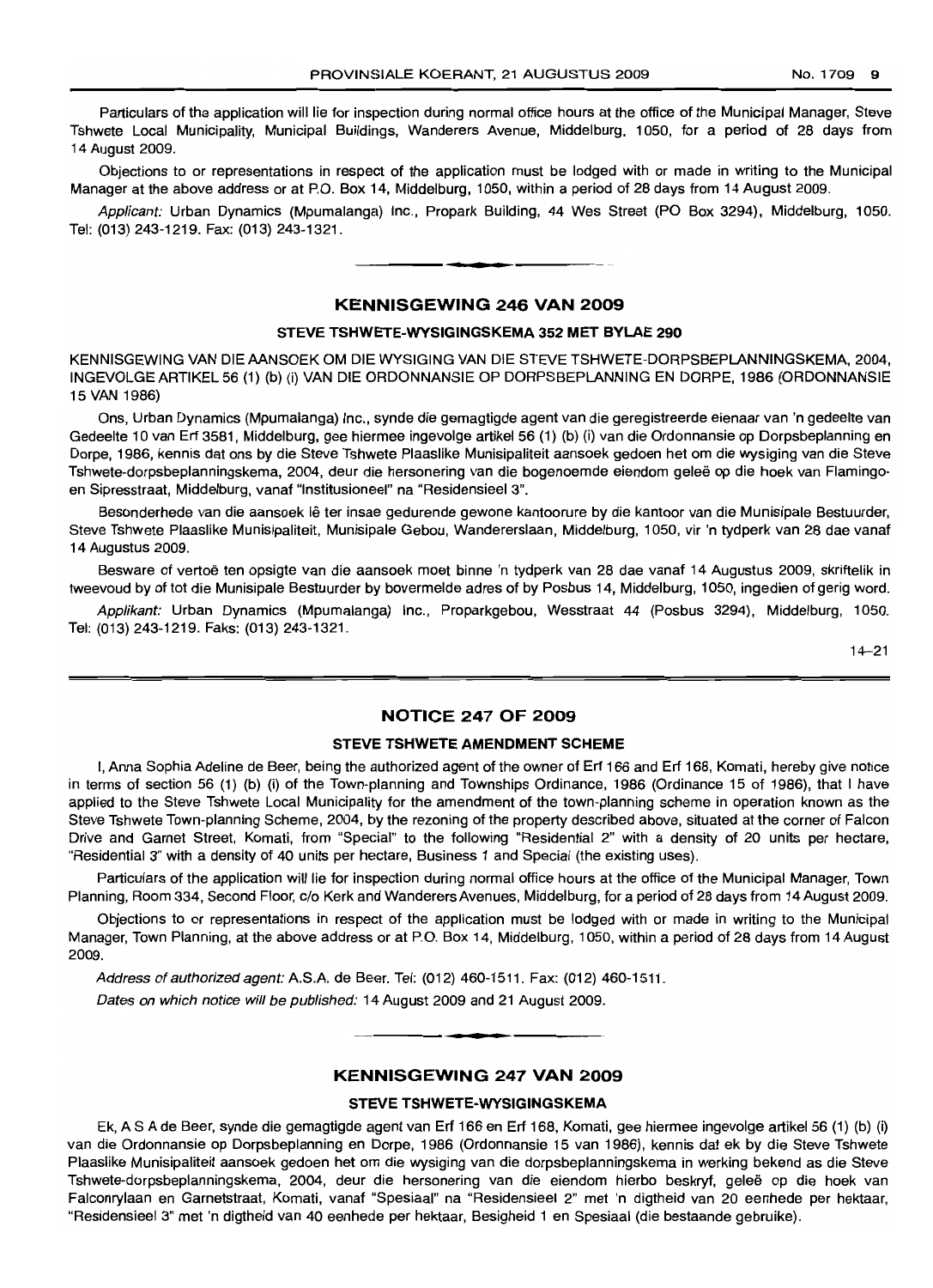Particulars of the application will lie for inspection during normal office hours at the office of the Municipal Manager, Steve Tshwete Local Municipality, Municipal Buildings, Wanderers Avenue, Middelburg, 1050, for a period of 28 days from 14 August 2009.

Objections to or representations in respect of the application must be lodged with or made in writing to the Municipal Manager at the above address or at P.O. Box 14, Middelburg, 1050, within a period of 28 days from 14 August 2009.

*Applicant:* Urban Dynamics (Mpumalanga) Inc., Propark Building, 44 Wes Street (PO Box 3294), Middelburg, 1050. Tel: (013) 243-1219. Fax: (013) 243-1321.

## KENNISGEWING 246 VAN 2009

### STEVE TSHWETE-WYSIGINGSKEMA 352 MET BYLAE 290

KENNISGEWING VAN DIE AANSOEK OM DIE WYSIGING VAN DIE STEVE TSHWETE-DORPSBEPLANNINGSKEMA, 2004, INGEVOLGE ARTIKEL 56 (1) (b) (i) VAN DIE ORDONNANSIE OP DORPSBEPLANNING EN DORPE, 1986 (ORDONNANSIE 15 VAN 1986)

Ons, Urban Dynamics (Mpumalanga) Inc., synde die gemagtigde agent van die geregistreerde eienaar van 'n gedeelte van Gedeelte 10 van Erf 3581, Middelburg, gee hiermee ingevolge artikel 56 (1) (b) (i) van die Ordonnansie op Dorpsbeplanning en Dorpe, 1986, kennis dat ons by die Steve Tshwete Plaaslike Munisipaliteit aansoek gedoen het om die wysiging van die Steve Tshwete-dorpsbeplanningskema, 2004, deur die hersonering van die bogenoemde eiendom geleë op die hoek van Flamingo- en Sipresstraat, Middelburg, vanaf "Institusioneel" na "Residensieel 3".

Besonderhede van die aansoek lê ter insae gedurende gewone kantoorure by die kantoor van die Munisipale Bestuurder, Steve Tshwete Plaaslike Munisipaliteit, Munisipale Gebou, Wandererslaan, Middelburg, 1050, vir 'n tydperk van 28 dae vanaf 14 Augustus 2009.

Besware of vertoë ten opsigte van die aansoek moet binne 'n tydperk van 28 dae vanaf 14 Augustus 2009, skriftelik in tweevoud by of tot die Munisipale Bestuurder by bovermelde adres of by Posbus 14, Middelburg, 1050, ingedien of gerig word.

*Applikant:* Urban Dynamics (Mpumalanga) Inc., Proparkgebou, Wesstraat 44 (Posbus 3294), Middelburg, 1050. Tel: (013) 243-1219. Faks: (013) 243-1321.

14–21

## NOTICE 247 OF 2009

### STEVE TSHWETE AMENDMENT SCHEME

I, Anna Sophia Adeline de Beer, being the authorized agent of the owner of Erf 166 and Erf 168, Komati, hereby give notice in terms of section 56 (1) (b) (i) of the Town-planning and Townships Ordinance, 1986 (Ordinance 15 of 1986), that I have applied to the Steve Tshwete Local Municipality for the amendment of the town-planning scheme in operation known as the Steve Tshwete Town-planning Scheme, 2004, by the rezoning of the property described above, situated at the corner of Falcon Drive and Garnet Street, Komati, from "Special" to the following "Residential 2" with a density of 20 units per hectare, "Residential 3" with a density of 40 units per hectare, Business 1 and Special (the existing uses).

Particulars of the application will lie for inspection during normal office hours at the office of the Municipal Manager, Town Planning, Room 334, Second Floor, c/o Kerk and Wanderers Avenues, Middelburg, for a period of 28 days from 14 August 2009.

Objections to or representations in respect of the application must be lodged with or made in writing to the Municipal Manager, Town Planning, at the above address or at P.O. Box 14, Middelburg, 1050, within a period of 28 days from 14 August 2009.

*Address of authorized agent:* A.S.A. de Beer. Tel: (012) 460-1511. Fax: (012) 460-1511.

*Dates on which notice will be published:* 14 August 2009 and 21 August 2009.

## KENNISGEWING 247 VAN 2009

### STEVE TSHWETE-WYSIGINGSKEMA

Ek, A S A de Beer, synde die gemagtigde agent van Erf 166 en Erf 168, Komati, gee hiermee ingevolge artikel 56 (1) (b) (i) van die Ordonnansie op Dorpsbeplanning en Dorpe, 1986 (Ordonnansie 15 van 1986), kennis dat ek by die Steve Tshwete Plaaslike Munisipaliteit aansoek gedoen het om die wysiging van die dorpsbeplanningskema in werking bekend as die Steve Tshwete-dorpsbeplanningskema, 2004, deur die hersonering van die eiendom hierbo beskryf, geleë op die hoek van Falconrylaan en Garnetstraat, Komati, vanaf "Spesiaal" na "Residensieel 2" met 'n digtheid van 20 eenhede per hektaar, "Residensieel 3" met 'n digtheid van 40 eenhede per hektaar, Besigheid 1 en Spesiaal (die bestaande gebruike).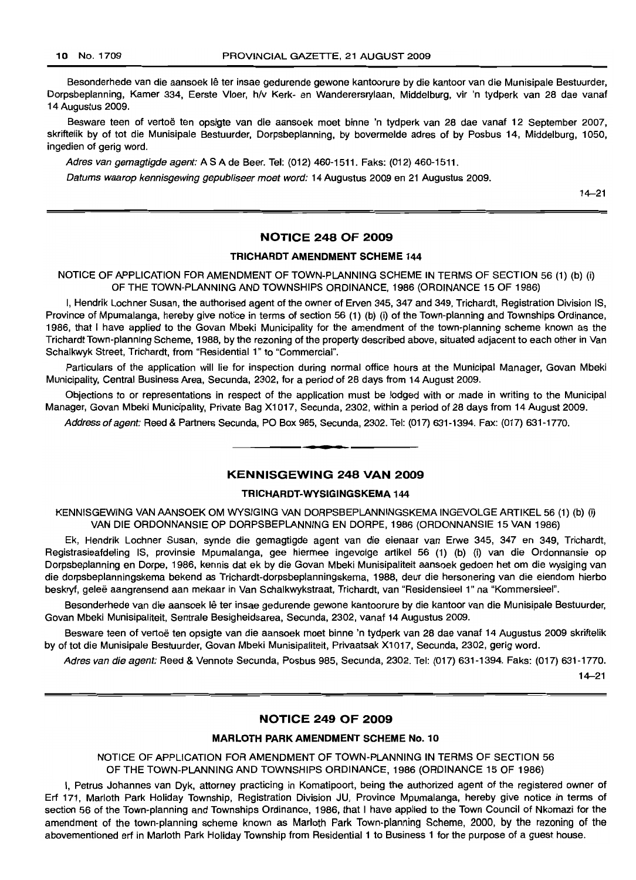Besonderhede van die aansoek lê ter insae gedurende gewone kantoorure by die kantoor van die Munisipale Bestuurder, Dorpsbeplanning, Kamer 334, Eerste Vloer, h/v Kerk- en Wanderersrylaan, Middelburg, vir 'n tydperk van 28 dae vanaf 14 Augustus 2009.

Besware teen of vertoë ten opsigte van die aansoek moet binne 'n tydperk van 28 dae vanaf 12 September 2007, skriftelik by of tot die Munisipale Bestuurder, Dorpsbeplanning, by bovermelde adres of by Posbus 14, Middelburg, 1050, ingedien of gerig word.

*Adres van gemagtigde agent:* A S A de Beer. Tel: (012) 460-1511. Faks: (012) 460-1511.

*Datums waarop kennisgewing gepubliseer moet word:* 14 Augustus 2009 en 21 Augustus 2009.

14–21

## NOTICE 248 OF 2009

### TRICHARDT AMENDMENT SCHEME 144

NOTICE OF APPLICATION FOR AMENDMENT OF TOWN-PLANNING SCHEME IN TERMS OF SECTION 56 (1) (b) (i) OF THE TOWN-PLANNING AND TOWNSHIPS ORDINANCE, 1986 (ORDINANCE 15 OF 1986)

I, Hendrik Lochner Susan, the authorised agent of the owner of Erven 345, 347 and 349, Trichardt, Registration Division IS, Province of Mpumalanga, hereby give notice in terms of section 56 (1) (b) (i) of the Town-planning and Townships Ordinance, 1986, that I have applied to the Govan Mbeki Municipality for the amendment of the town-planning scheme known as the Trichardt Town-planning Scheme, 1988, by the rezoning of the property described above, situated adjacent to each other in Van Schalkwyk Street, Trichardt, from "Residential 1" to "Commercial".

Particulars of the application will lie for inspection during normal office hours at the Municipal Manager, Govan Mbeki Municipality, Central Business Area, Secunda, 2302, for a period of 28 days from 14 August 2009.

Objections to or representations in respect of the application must be lodged with or made in writing to the Municipal Manager, Govan Mbeki Municipality, Private Bag X1017, Secunda, 2302, within a period of 28 days from 14 August 2009.

*Address of agent:* Reed & Partners Secunda, PO Box 985, Secunda, 2302. Tel: (017) 631-1394. Fax: (017) 631-1770.

## KENNISGEWING 248 VAN 2009

### TRICHARDT-WYSIGINGSKEMA 144

KENNISGEWING VAN AANSOEK OM WYSIGING VAN DORPSBEPLANNINGSKEMA INGEVOLGE ARTIKEL 56 (1) (b) (i) VAN DIE ORDONNANSIE OP DORPSBEPLANNING EN DORPE, 1986 (ORDONNANSIE 15 VAN 1986)

Ek, Hendrik Lochner Susan, synde die gemagtigde agent van die eienaar van Erwe 345, 347 en 349, Trichardt, Registrasieafdeling IS, provinsie Mpumalanga, gee hiermee ingevolge artikel 56 (1) (b) (i) van die Ordonnansie op Dorpsbeplanning en Dorpe, 1986, kennis dat ek by die Govan Mbeki Munisipaliteit aansoek gedoen het om die wysiging van die dorpsbeplanningskema bekend as Trichardt-dorpsbeplanningskema, 1988, deur die hersonering van die eiendom hierbo beskryf, geleë aangrensend aan mekaar in Van Schalkwykstraat, Trichardt, van "Residensieel 1" na "Kommersieel".

Besonderhede van die aansoek lê ter insae gedurende gewone kantoorure by die kantoor van die Munisipale Bestuurder, Govan Mbeki Munisipaliteit, Sentrale Besigheidsarea, Secunda, 2302, vanaf 14 Augustus 2009.

Besware teen of vertoë ten opsigte van die aansoek moet binne 'n tydperk van 28 dae vanaf 14 Augustus 2009 skriftelik by of tot die Munisipale Bestuurder, Govan Mbeki Munisipaliteit, Privaatsak X1017, Secunda, 2302, gerig word.

*Adres van die agent:* Reed & Vennote Secunda, Posbus 985, Secunda, 2302. Tel: (017) 631-1394. Faks: (017) 631-1770.

14–21

## NOTICE 249 OF 2009

### MARLOTH PARK AMENDMENT SCHEME No. 10

NOTICE OF APPLICATION FOR AMENDMENT OF TOWN-PLANNING IN TERMS OF SECTION 56 OF THE TOWN-PLANNING AND TOWNSHIPS ORDINANCE, 1986 (ORDINANCE 15 OF 1986)

I, Petrus Johannes van Dyk, attorney practicing in Komatipoort, being the authorized agent of the registered owner of Erf 171, Marloth Park Holiday Township, Registration Division JU, Province Mpumalanga, hereby give notice in terms of section 56 of the Town-planning and Townships Ordinance, 1986, that I have applied to the Town Council of Nkomazi for the amendment of the town-planning scheme known as Marloth Park Town-planning Scheme, 2000, by the rezoning of the abovementioned erf in Marloth Park Holiday Township from Residential 1 to Business 1 for the purpose of a guest house.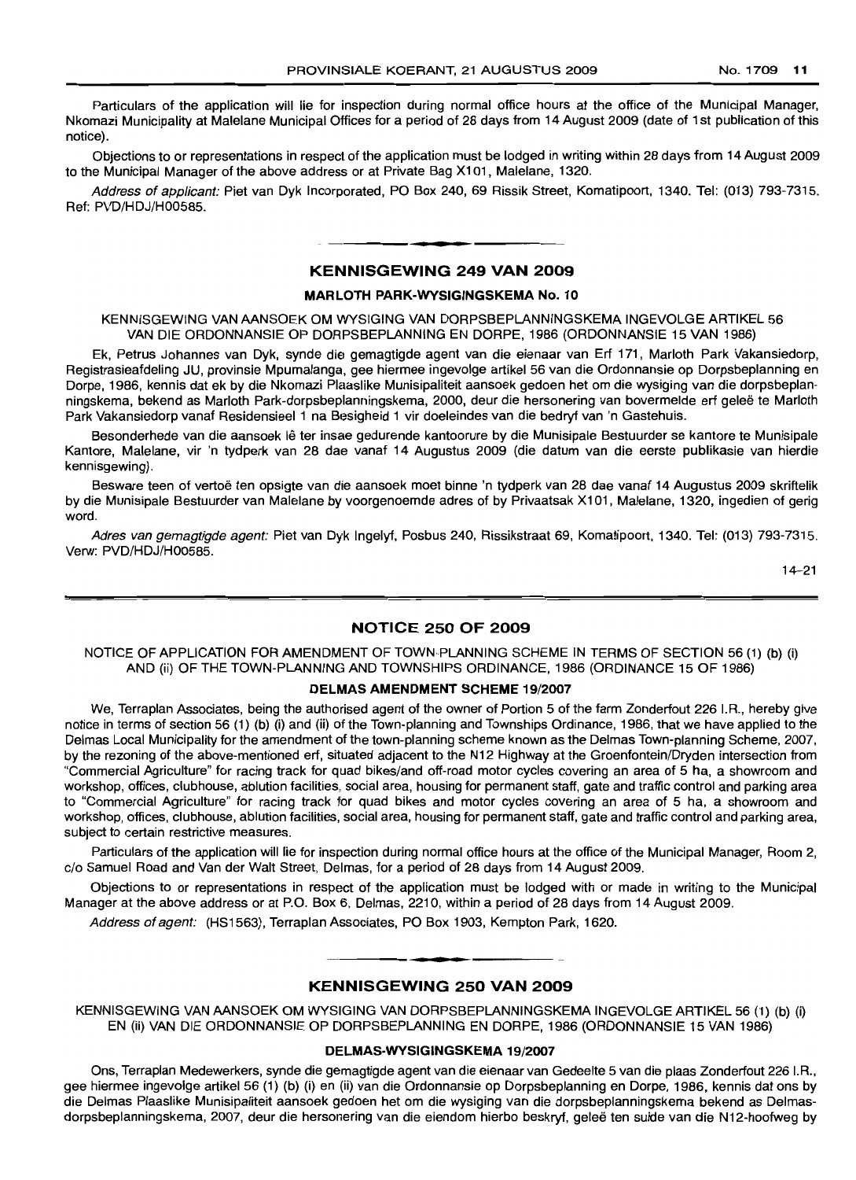Particulars of the application will lie for inspection during normal office hours at the office of the Municipal Manager, Nkomazi Municipality at Malelane Municipal Offices for a period of 28 days from 14 August 2009 (date of 1st publication of this notice).

Objections to or representations in respect of the application must be lodged in writing within 28 days from 14 August 2009 to the Municipal Manager of the above address or at Private Bag X101, Malelane, 1320.

*Address of applicant:* Piet van Dyk Incorporated, PO Box 240, 69 Rissik Street, Komatipoort, 1340. Tel: (013) 793-7315. Ref: PVD/HDJ/H00585.

## KENNISGEWING 249 VAN 2009

### MARLOTH PARK-WYSIGINGSKEMA No. 10

KENNISGEWING VAN AANSOEK OM WYSIGING VAN DORPSBEPLANNINGSKEMA INGEVOLGE ARTIKEL 56 VAN DIE ORDONNANSIE OP DORPSBEPLANNING EN DORPE, 1986 (ORDONNANSIE 15 VAN 1986)

Ek, Petrus Johannes van Dyk, synde die gemagtigde agent van die eienaar van Erf 171, Marloth Park Vakansiedorp, Registrasieafdeling JU, provinsie Mpumalanga, gee hiermee ingevolge artikel 56 van die Ordonnansie op Dorpsbeplanning en Dorpe, 1986, kennis dat ek by die Nkomazi Plaaslike Munisipaliteit aansoek gedoen het om die wysiging van die dorpsbeplanningskema, bekend as Marloth Park-dorpsbeplanningskema, 2000, deur die hersonering van bovermelde erf geleë te Marloth Park Vakansiedorp vanaf Residensieel 1 na Besigheid 1 vir doeleindes van die bedryf van 'n Gastehuis.

Besonderhede van die aansoek lê ter insae gedurende kantoorure by die Munisipale Bestuurder se kantore te Munisipale Kantore, Malelane, vir 'n tydperk van 28 dae vanaf 14 Augustus 2009 (die datum van die eerste publikasie van hierdie kennisgewing).

Besware teen of vertoë ten opsigte van die aansoek moet binne 'n tydperk van 28 dae vanaf 14 Augustus 2009 skriftelik by die Munisipale Bestuurder van Malelane by voorgenoemde adres of by Privaatsak X101, Malelane, 1320, ingedien of gerig word.

*Adres van gemagtigde agent:* Piet van Dyk Ingelyf, Posbus 240, Rissikstraat 69, Komatipoort, 1340. Tel: (013) 793-7315. Verw: PVD/HDJ/H00585.

14–21

## NOTICE 250 OF 2009

NOTICE OF APPLICATION FOR AMENDMENT OF TOWN-PLANNING SCHEME IN TERMS OF SECTION 56 (1) (b) (i) AND (ii) OF THE TOWN-PLANNING AND TOWNSHIPS ORDINANCE, 1986 (ORDINANCE 15 OF 1986)

### DELMAS AMENDMENT SCHEME 19/2007

We, Terraplan Associates, being the authorised agent of the owner of Portion 5 of the farm Zonderfout 226 I.R., hereby give notice in terms of section 56 (1) (b) (i) and (ii) of the Town-planning and Townships Ordinance, 1986, that we have applied to the Delmas Local Municipality for the amendment of the town-planning scheme known as the Delmas Town-planning Scheme, 2007, by the rezoning of the above-mentioned erf, situated adjacent to the N12 Highway at the Groenfontein/Dryden intersection from "Commercial Agriculture" for racing track for quad bikes/and off-road motor cycles covering an area of 5 ha, a showroom and workshop, offices, clubhouse, ablution facilities, social area, housing for permanent staff, gate and traffic control and parking area to "Commercial Agriculture" for racing track for quad bikes and motor cycles covering an area of 5 ha, a showroom and workshop, offices, clubhouse, ablution facilities, social area, housing for permanent staff, gate and traffic control and parking area, subject to certain restrictive measures.

Particulars of the application will lie for inspection during normal office hours at the office of the Municipal Manager, Room 2, c/o Samuel Road and Van der Walt Street, Delmas, for a period of 28 days from 14 August 2009.

Objections to or representations in respect of the application must be lodged with or made in writing to the Municipal Manager at the above address or at P.O. Box 6, Delmas, 2210, within a period of 28 days from 14 August 2009.

*Address of agent:* (HS1563), Terraplan Associates, PO Box 1903, Kempton Park, 1620.

## KENNISGEWING 250 VAN 2009

KENNISGEWING VAN AANSOEK OM WYSIGING VAN DORPSBEPLANNINGSKEMA INGEVOLGE ARTIKEL 56 (1) (b) (i) EN (ii) VAN DIE ORDONNANSIE OP DORPSBEPLANNING EN DORPE, 1986 (ORDONNANSIE 15 VAN 1986)

### DELMAS-WYSIGINGSKEMA 19/2007

Ons, Terraplan Medewerkers, synde die gemagtigde agent van die eienaar van Gedeelte 5 van die plaas Zonderfout 226 I.R., gee hiermee ingevolge artikel 56 (1) (b) (i) en (ii) van die Ordonnansie op Dorpsbeplanning en Dorpe, 1986, kennis dat ons by die Delmas Plaaslike Munisipaliteit aansoek gedoen het om die wysiging van die dorpsbeplanningskema bekend as Delmas-dorpsbeplanningskema, 2007, deur die hersonering van die eiendom hierbo beskryf, geleë ten suide van die N12-hoofweg by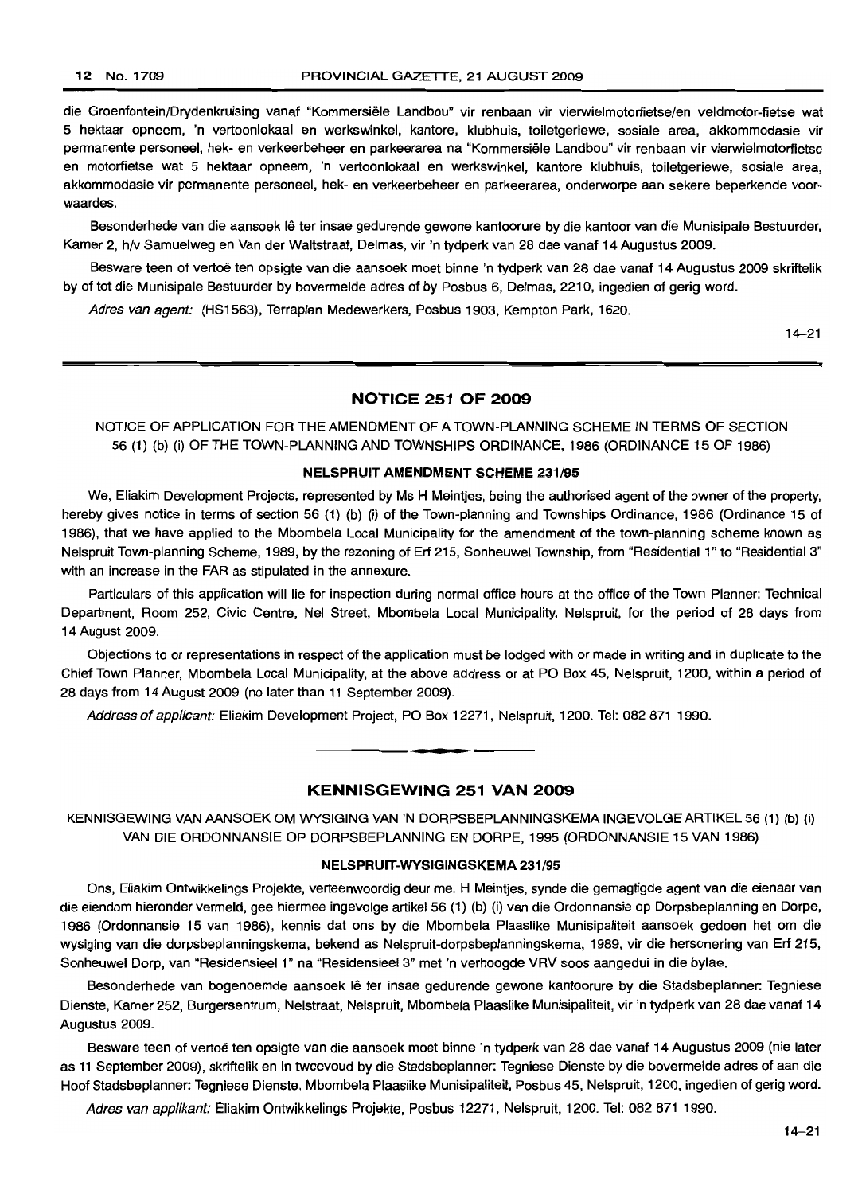die Groenfontein/Drydenkruising vanaf "Kommersiële Landbou" vir renbaan vir vierwielmotorfietse/en veldmotor-fietse wat 5 hektaar opneem, 'n vertoonlokaal en werkswinkel, kantore, klubhuis, toiletgeriewe, sosiale area, akkommodasie vir permanente personeel, hek- en verkeerbeheer en parkeerarea na "Kommersiële Landbou" vir renbaan vir vierwielmotorfietse en motorfietse wat 5 hektaar opneem, 'n vertoonlokaal en werkswinkel, kantore klubhuis, toiletgeriewe, sosiale area, akkommodasie vir permanente personeel, hek- en verkeerbeheer en parkeerarea, onderworpe aan sekere beperkende voorwaardes.

Besonderhede van die aansoek lê ter insae gedurende gewone kantoorure by die kantoor van die Munisipale Bestuurder, Kamer 2, h/v Samuelweg en Van der Waltstraat, Delmas, vir 'n tydperk van 28 dae vanaf 14 Augustus 2009.

Besware teen of vertoë ten opsigte van die aansoek moet binne 'n tydperk van 28 dae vanaf 14 Augustus 2009 skriftelik by of tot die Munisipale Bestuurder by bovermelde adres of by Posbus 6, Delmas, 2210, ingedien of gerig word.

*Adres van agent:* (HS1563), Terraplan Medewerkers, Posbus 1903, Kempton Park, 1620.

14–21

## NOTICE 251 OF 2009

NOTICE OF APPLICATION FOR THE AMENDMENT OF A TOWN-PLANNING SCHEME IN TERMS OF SECTION 56 (1) (b) (i) OF THE TOWN-PLANNING AND TOWNSHIPS ORDINANCE, 1986 (ORDINANCE 15 OF 1986)

**NELSPRUIT AMENDMENT SCHEME 231/95**

We, Eliakim Development Projects, represented by Ms H Meintjes, being the authorised agent of the owner of the property, hereby gives notice in terms of section 56 (1) (b) (i) of the Town-planning and Townships Ordinance, 1986 (Ordinance 15 of 1986), that we have applied to the Mbombela Local Municipality for the amendment of the town-planning scheme known as Nelspruit Town-planning Scheme, 1989, by the rezoning of Erf 215, Sonheuwel Township, from "Residential 1" to "Residential 3" with an increase in the FAR as stipulated in the annexure.

Particulars of this application will lie for inspection during normal office hours at the office of the Town Planner: Technical Department, Room 252, Civic Centre, Nel Street, Mbombela Local Municipality, Nelspruit, for the period of 28 days from 14 August 2009.

Objections to or representations in respect of the application must be lodged with or made in writing and in duplicate to the Chief Town Planner, Mbombela Local Municipality, at the above address or at PO Box 45, Nelspruit, 1200, within a period of 28 days from 14 August 2009 (no later than 11 September 2009).

*Address of applicant:* Eliakim Development Project, PO Box 12271, Nelspruit, 1200. Tel: 082 871 1990.

## KENNISGEWING 251 VAN 2009

KENNISGEWING VAN AANSOEK OM WYSIGING VAN 'N DORPSBEPLANNINGSKEMA INGEVOLGE ARTIKEL 56 (1) (b) (i) VAN DIE ORDONNANSIE OP DORPSBEPLANNING EN DORPE, 1995 (ORDONNANSIE 15 VAN 1986)

**NELSPRUIT-WYSIGINGSKEMA 231/95**

Ons, Eliakim Ontwikkelings Projekte, verteenwoordig deur me. H Meintjes, synde die gemagtigde agent van die eienaar van die eiendom hieronder vermeld, gee hiermee ingevolge artikel 56 (1) (b) (i) van die Ordonnansie op Dorpsbeplanning en Dorpe, 1986 (Ordonnansie 15 van 1986), kennis dat ons by die Mbombela Plaaslike Munisipaliteit aansoek gedoen het om die wysiging van die dorpsbeplanningskema, bekend as Nelspruit-dorpsbeplanningskema, 1989, vir die hersonering van Erf 215, Sonheuwel Dorp, van "Residensieel 1" na "Residensieel 3" met 'n verhoogde VRV soos aangedui in die bylae.

Besonderhede van bogenoemde aansoek lê ter insae gedurende gewone kantoorure by die Stadsbeplanner: Tegniese Dienste, Kamer 252, Burgersentrum, Nelstraat, Nelspruit, Mbombela Plaaslike Munisipaliteit, vir 'n tydperk van 28 dae vanaf 14 Augustus 2009.

Besware teen of vertoë ten opsigte van die aansoek moet binne 'n tydperk van 28 dae vanaf 14 Augustus 2009 (nie later as 11 September 2009), skriftelik en in tweevoud by die Stadsbeplanner: Tegniese Dienste by die bovermelde adres of aan die Hoof Stadsbeplanner: Tegniese Dienste, Mbombela Plaaslike Munisipaliteit, Posbus 45, Nelspruit, 1200, ingedien of gerig word.

*Adres van applikant:* Eliakim Ontwikkelings Projekte, Posbus 12271, Nelspruit, 1200. Tel: 082 871 1990.

14–21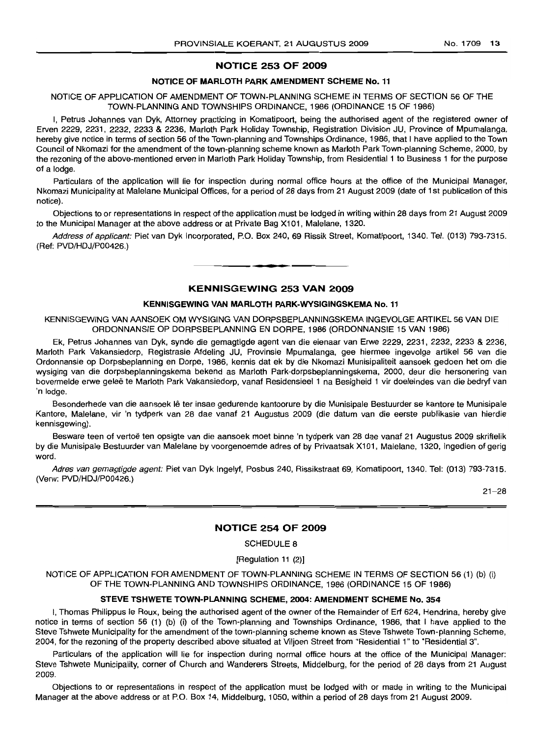## NOTICE 253 OF 2009

### NOTICE OF MARLOTH PARK AMENDMENT SCHEME No. 11

NOTICE OF APPLICATION OF AMENDMENT OF TOWN-PLANNING SCHEME IN TERMS OF SECTION 56 OF THE TOWN-PLANNING AND TOWNSHIPS ORDINANCE, 1986 (ORDINANCE 15 OF 1986)

I, Petrus Johannes van Dyk, Attorney practicing in Komatipoort, being the authorised agent of the registered owner of Erven 2229, 2231, 2232, 2233 & 2236, Marloth Park Holiday Township, Registration Division JU, Province of Mpumalanga, hereby give notice in terms of section 56 of the Town-planning and Townships Ordinance, 1986, that I have applied to the Town Council of Nkomazi for the amendment of the town-planning scheme known as Marloth Park Town-planning Scheme, 2000, by the rezoning of the above-mentioned erven in Marloth Park Holiday Township, from Residential 1 to Business 1 for the purpose of a lodge.

Particulars of the application will lie for inspection during normal office hours at the office of the Municipal Manager, Nkomazi Municipality at Malelane Municipal Offices, for a period of 28 days from 21 August 2009 (date of 1st publication of this notice).

Objections to or representations in respect of the application must be lodged in writing within 28 days from 21 August 2009 to the Municipal Manager at the above address or at Private Bag X101, Malelane, 1320.

*Address of applicant:* Piet van Dyk Incorporated, P.O. Box 240, 69 Rissik Street, Komatipoort, 1340. Tel. (013) 793-7315. (Ref: PVD/HDJ/P00426.)

---

## KENNISGEWING 253 VAN 2009

### KENNISGEWING VAN MARLOTH PARK-WYSIGINGSKEMA No. 11

KENNISGEWING VAN AANSOEK OM WYSIGING VAN DORPSBEPLANNINGSKEMA INGEVOLGE ARTIKEL 56 VAN DIE ORDONNANSIE OP DORPSBEPLANNING EN DORPE, 1986 (ORDONNANSIE 15 VAN 1986)

Ek, Petrus Johannes van Dyk, synde die gemagtigde agent van die eienaar van Erwe 2229, 2231, 2232, 2233 & 2236, Marloth Park Vakansiedorp, Registrasie Afdeling JU, Provinsie Mpumalanga, gee hiermee ingevolge artikel 56 van die Ordonnansie op Dorpsbeplanning en Dorpe, 1986, kennis dat ek by die Nkomazi Munisipaliteit aansoek gedoen het om die wysiging van die dorpsbeplanningskema bekend as Marloth Park-dorpsbeplanningskema, 2000, deur die hersonering van bovermelde erwe geleë te Marloth Park Vakansiedorp, vanaf Residensieel 1 na Besigheid 1 vir doeleindes van die bedryf van 'n lodge.

Besonderhede van die aansoek lê ter insae gedurende kantoorure by die Munisipale Bestuurder se kantore te Munisipale Kantore, Malelane, vir 'n tydperk van 28 dae vanaf 21 Augustus 2009 (die datum van die eerste publikasie van hierdie kennisgewing).

Besware teen of vertoë ten opsigte van die aansoek moet binne 'n tydperk van 28 dae vanaf 21 Augustus 2009 skriftelik by die Munisipale Bestuurder van Malelane by voorgenoemde adres of by Privaatsak X101, Malelane, 1320, ingedien of gerig word.

*Adres van gemagtigde agent:* Piet van Dyk Ingelyf, Posbus 240, Rissikstraat 69, Komatipoort, 1340. Tel: (013) 793-7315. (Verw: PVD/HDJ/P00426.)

21–28

---

## NOTICE 254 OF 2009

SCHEDULE 8

[Regulation 11 (2)]

NOTICE OF APPLICATION FOR AMENDMENT OF TOWN-PLANNING SCHEME IN TERMS OF SECTION 56 (1) (b) (i) OF THE TOWN-PLANNING AND TOWNSHIPS ORDINANCE, 1986 (ORDINANCE 15 OF 1986)

### STEVE TSHWETE TOWN-PLANNING SCHEME, 2004: AMENDMENT SCHEME No. 354

I, Thomas Philippus le Roux, being the authorised agent of the owner of the Remainder of Erf 624, Hendrina, hereby give notice in terms of section 56 (1) (b) (i) of the Town-planning and Townships Ordinance, 1986, that I have applied to the Steve Tshwete Municipality for the amendment of the town-planning scheme known as Steve Tshwete Town-planning Scheme, 2004, for the rezoning of the property described above situated at Viljoen Street from "Residential 1" to "Residential 3".

Particulars of the application will lie for inspection during normal office hours at the office of the Municipal Manager: Steve Tshwete Municipality, corner of Church and Wanderers Streets, Middelburg, for the period of 28 days from 21 August 2009.

Objections to or representations in respect of the application must be lodged with or made in writing to the Municipal Manager at the above address or at P.O. Box 14, Middelburg, 1050, within a period of 28 days from 21 August 2009.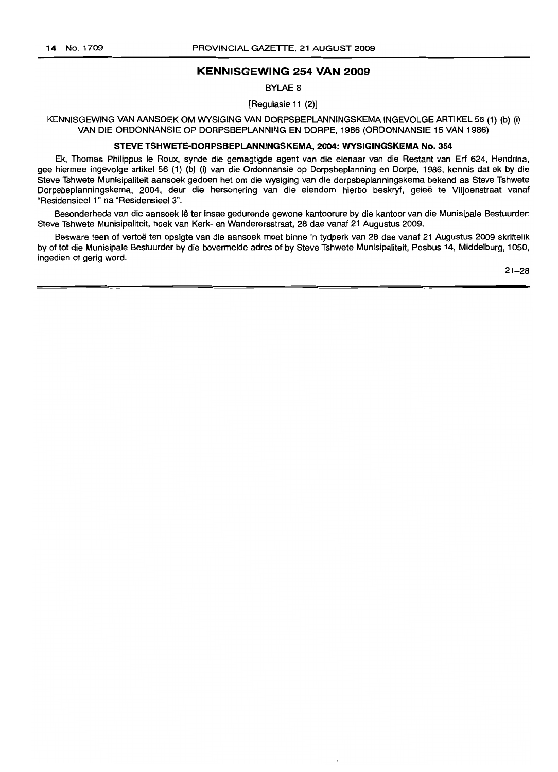## KENNISGEWING 254 VAN 2009

BYLAE 8

[Regulasie 11 (2)]

KENNISGEWING VAN AANSOEK OM WYSIGING VAN DORPSBEPLANNINGSKEMA INGEVOLGE ARTIKEL 56 (1) (b) (i) VAN DIE ORDONNANSIE OP DORPSBEPLANNING EN DORPE, 1986 (ORDONNANSIE 15 VAN 1986)

### STEVE TSHWETE-DORPSBEPLANNINGSKEMA, 2004: WYSIGINGSKEMA No. 354

Ek, Thomas Philippus le Roux, synde die gemagtigde agent van die eienaar van die Restant van Erf 624, Hendrina, gee hiermee ingevolge artikel 56 (1) (b) (i) van die Ordonnansie op Dorpsbeplanning en Dorpe, 1986, kennis dat ek by die Steve Tshwete Munisipaliteit aansoek gedoen het om die wysiging van die dorpsbeplanningskema bekend as Steve Tshwete Dorpsbeplanningskema, 2004, deur die hersonering van die eiendom hierbo beskryf, geleë te Viljoenstraat vanaf "Residensieel 1" na "Residensieel 3".

Besonderhede van die aansoek lê ter insae gedurende gewone kantoorure by die kantoor van die Munisipale Bestuurder: Steve Tshwete Munisipaliteit, hoek van Kerk- en Wanderersstraat, 28 dae vanaf 21 Augustus 2009.

Besware teen of vertoë ten opsigte van die aansoek moet binne 'n tydperk van 28 dae vanaf 21 Augustus 2009 skriftelik by of tot die Munisipale Bestuurder by die bovermelde adres of by Steve Tshwete Munisipaliteit, Posbus 14, Middelburg, 1050, ingedien of gerig word.

21–28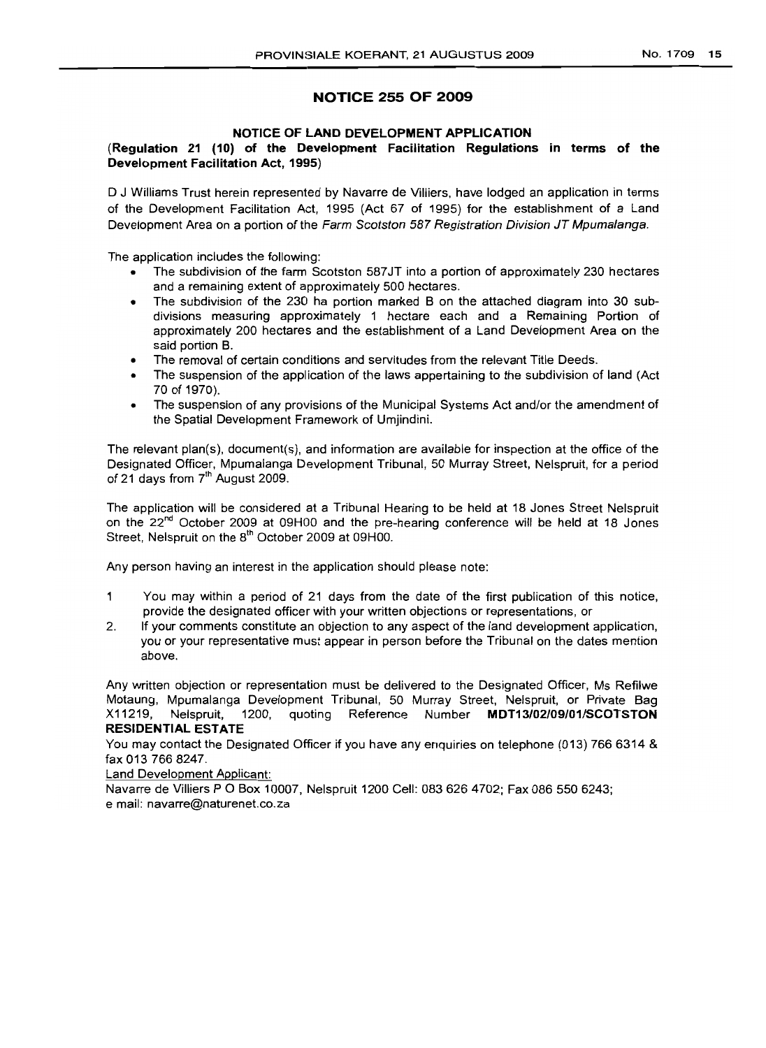## NOTICE 255 OF 2009

### NOTICE OF LAND DEVELOPMENT APPLICATION

**(Regulation 21 (10) of the Development Facilitation Regulations in terms of the Development Facilitation Act, 1995)**

D J Williams Trust herein represented by Navarre de Villiers, have lodged an application in terms of the Development Facilitation Act, 1995 (Act 67 of 1995) for the establishment of a Land Development Area on a portion of the *Farm Scotston 587 Registration Division JT Mpumalanga.*

The application includes the following:

- The subdivision of the farm Scotston 587JT into a portion of approximately 230 hectares and a remaining extent of approximately 500 hectares.
- The subdivision of the 230 ha portion marked B on the attached diagram into 30 sub-divisions measuring approximately 1 hectare each and a Remaining Portion of approximately 200 hectares and the establishment of a Land Development Area on the said portion B.
- The removal of certain conditions and servitudes from the relevant Title Deeds.
- The suspension of the application of the laws appertaining to the subdivision of land (Act 70 of 1970).
- The suspension of any provisions of the Municipal Systems Act and/or the amendment of the Spatial Development Framework of Umjindini.

The relevant plan(s), document(s), and information are available for inspection at the office of the Designated Officer, Mpumalanga Development Tribunal, 50 Murray Street, Nelspruit, for a period of 21 days from 7th August 2009.

The application will be considered at a Tribunal Hearing to be held at 18 Jones Street Nelspruit on the 22nd October 2009 at 09H00 and the pre-hearing conference will be held at 18 Jones Street, Nelspruit on the 8th October 2009 at 09H00.

Any person having an interest in the application should please note:

1. You may within a period of 21 days from the date of the first publication of this notice, provide the designated officer with your written objections or representations, or
2. If your comments constitute an objection to any aspect of the land development application, you or your representative must appear in person before the Tribunal on the dates mention above.

Any written objection or representation must be delivered to the Designated Officer, Ms Refilwe Motaung, Mpumalanga Development Tribunal, 50 Murray Street, Nelspruit, or Private Bag X11219, Nelspruit, 1200, quoting Reference Number **MDT13/02/09/01/SCOTSTON RESIDENTIAL ESTATE**

You may contact the Designated Officer if you have any enquiries on telephone (013) 766 6314 & fax 013 766 8247.

Land Development Applicant:

Navarre de Villiers P O Box 10007, Nelspruit 1200 Cell: 083 626 4702; Fax 086 550 6243;
e mail: navarre@naturenet.co.za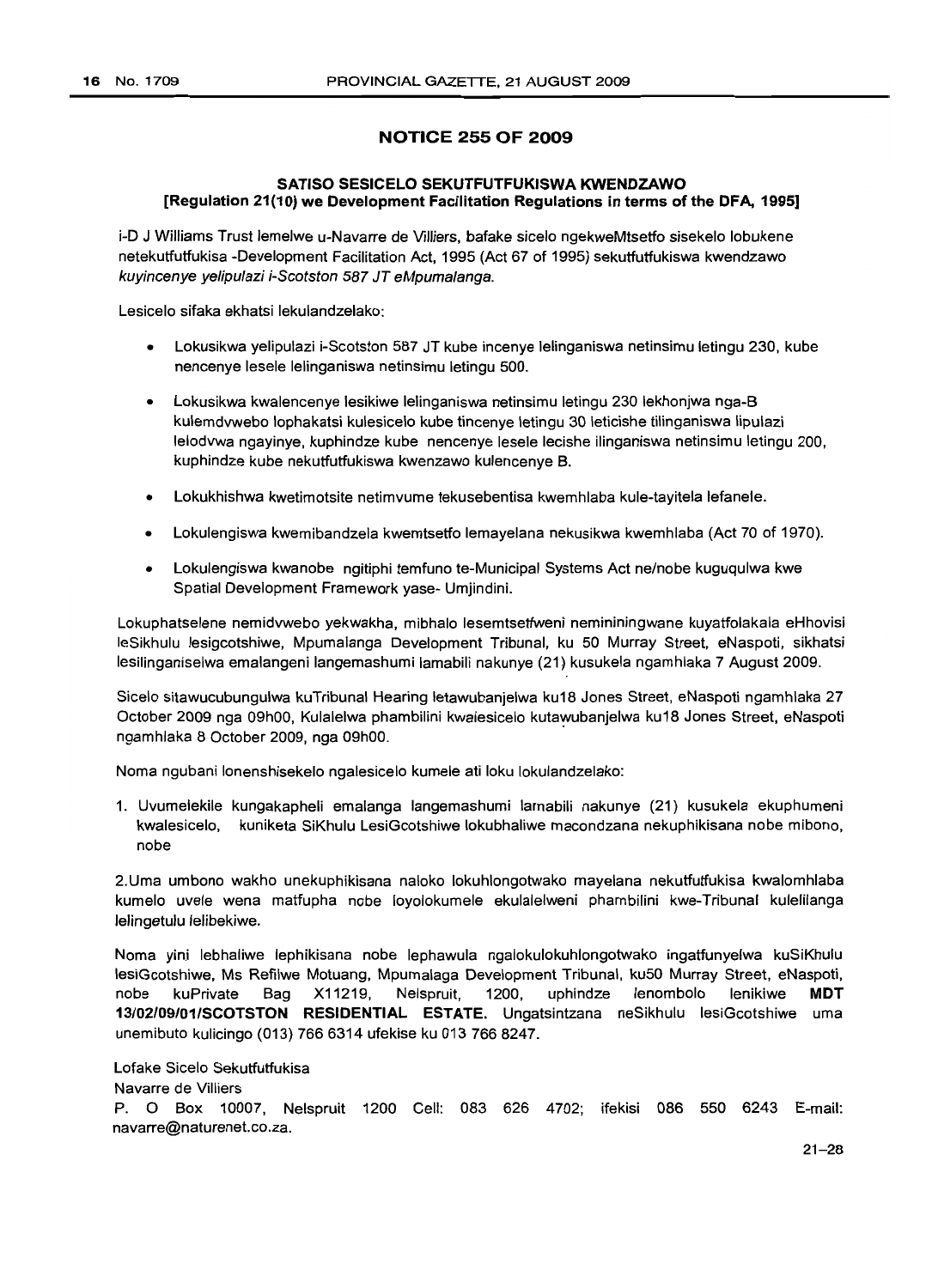## NOTICE 255 OF 2009

### SATISO SESICELO SEKUTFUTFUKISWA KWENDZAWO
**[Regulation 21(10) we Development Facilitation Regulations in terms of the DFA, 1995]**

i-D J Williams Trust lemelwe u-Navarre de Villiers, bafake sicelo ngekweMtsetfo sisekelo lobukene netekutfutfukisa -Development Facilitation Act, 1995 (Act 67 of 1995) sekutfutfukiswa kwendzawo *kuyincenye yelipulazi i-Scotston 587 JT eMpumalanga.*

Lesicelo sifaka ekhatsi lekulandzelako:

- Lokusikwa yelipulazi i-Scotston 587 JT kube incenye lelinganiswa netinsimu letingu 230, kube nencenye lesele lelinganiswa netinsimu letingu 500.
- Lokusikwa kwalencenye lesikiwe lelinganiswa netinsimu letingu 230 lekhonjwa nga-B kulemdvwebo lophakatsi kulesicelo kube tincenye letingu 30 leticishe tilinganiswa lipulazi lelodvwa ngayinye, kuphindze kube nencenye lesele lecishe ilinganiswa netinsimu letingu 200, kuphindze kube nekutfutfukiswa kwenzawo kulencenye B.
- Lokukhishwa kwetimotsite netimvume tekusebentisa kwemhlaba kule-tayitela lefanele.
- Lokulengiswa kwemibandzela kwemtsetfo lemayelana nekusikwa kwemhlaba (Act 70 of 1970).
- Lokulengiswa kwanobe ngitiphi temfuno te-Municipal Systems Act ne/nobe kuguqulwa kwe Spatial Development Framework yase- Umjindini.

Lokuphatselene nemidvwebo yekwakha, mibhalo lesemtsetfweni nemininingwane kuyatfolakala eHhovisi leSikhulu lesigcotshiwe, Mpumalanga Development Tribunal, ku 50 Murray Street, eNaspoti, sikhatsi lesilinganiselwa emalangeni langemashumi lamabili nakunye (21) kusukela ngamhlaka 7 August 2009.

Sicelo sitawucubungulwa kuTribunal Hearing letawubanjelwa ku18 Jones Street, eNaspoti ngamhlaka 27 October 2009 nga 09h00, Kulalelwa phambilini kwalesicelo kutawubanjelwa ku18 Jones Street, eNaspoti ngamhlaka 8 October 2009, nga 09h00.

Noma ngubani lonenshisekelo ngalesicelo kumele ati loku lokulandzelako:

1. Uvumelekile kungakapheli emalanga langemashumi lamabili nakunye (21) kusukela ekuphumeni kwalesicelo, kuniketa SiKhulu LesiGcotshiwe lokubhaliwe macondzana nekuphikisana nobe mibono, nobe

2. Uma umbono wakho unekuphikisana naloko lokuhlongotwako mayelana nekutfutfukisa kwalomhlaba kumelo uvele wena matfupha nobe loyolokumele ekulalelweni phambilini kwe-Tribunal kulelilanga lelingetulu lelibekiwe.

Noma yini lebhaliwe lephikisana nobe lephawula ngalokulokuhlongotwako ingatfunyelwa kuSiKhulu lesiGcotshiwe, Ms Refilwe Motuang, Mpumalaga Development Tribunal, ku50 Murray Street, eNaspoti, nobe kuPrivate Bag X11219, Nelspruit, 1200, uphindze lenombolo lenikiwe **MDT 13/02/09/01/SCOTSTON RESIDENTIAL ESTATE.** Ungatsintzana neSikhulu lesiGcotshiwe uma unemibuto kulicingo (013) 766 6314 ufekise ku 013 766 8247.

Lofake Sicelo Sekutfutfukisa  
Navarre de Villiers  
P. O Box 10007, Nelspruit 1200 Cell: 083 626 4702; ifekisi 086 550 6243 E-mail: navarre@naturenet.co.za.

21–28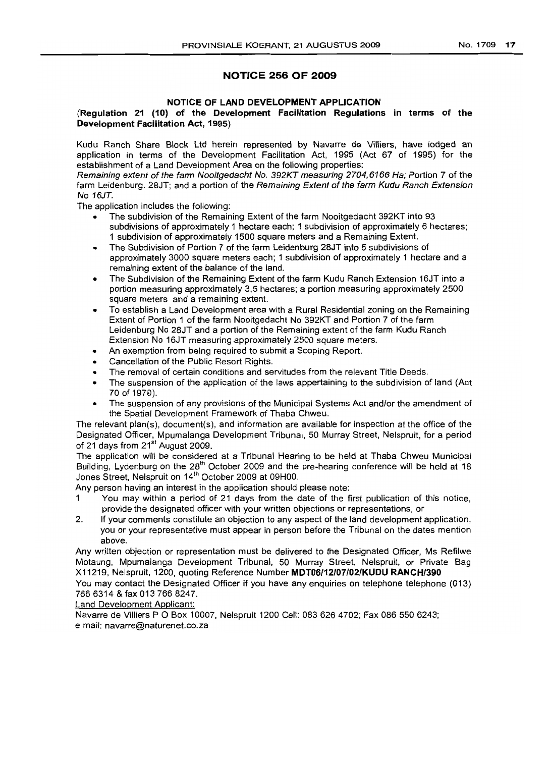## NOTICE 256 OF 2009

### NOTICE OF LAND DEVELOPMENT APPLICATION

**(Regulation 21 (10) of the Development Facilitation Regulations in terms of the Development Facilitation Act, 1995)**

Kudu Ranch Share Block Ltd herein represented by Navarre de Villiers, have lodged an application in terms of the Development Facilitation Act, 1995 (Act 67 of 1995) for the establishment of a Land Development Area on the following properties:

*Remaining extent of the farm Nooitgedacht No. 392KT measuring 2704,6166 Ha;* Portion 7 of the farm Leidenburg. 28JT; and a portion of the *Remaining Extent of the farm Kudu Ranch Extension No 16JT.*

The application includes the following:

- The subdivision of the Remaining Extent of the farm Nooitgedacht 392KT into 93 subdivisions of approximately 1 hectare each; 1 subdivision of approximately 6 hectares; 1 subdivision of approximately 1500 square meters and a Remaining Extent.
- The Subdivision of Portion 7 of the farm Leidenburg 28JT into 5 subdivisions of approximately 3000 square meters each; 1 subdivision of approximately 1 hectare and a remaining extent of the balance of the land.
- The Subdivision of the Remaining Extent of the farm Kudu Ranch Extension 16JT into a portion measuring approximately 3,5 hectares; a portion measuring approximately 2500 square meters and a remaining extent.
- To establish a Land Development area with a Rural Residential zoning on the Remaining Extent of Portion 1 of the farm Nooitgedacht No 392KT and Portion 7 of the farm Leidenburg No 28JT and a portion of the Remaining extent of the farm Kudu Ranch Extension No 16JT measuring approximately 2500 square meters.
- An exemption from being required to submit a Scoping Report.
- Cancellation of the Public Resort Rights.
- The removal of certain conditions and servitudes from the relevant Title Deeds.
- The suspension of the application of the laws appertaining to the subdivision of land (Act 70 of 1970).
- The suspension of any provisions of the Municipal Systems Act and/or the amendment of the Spatial Development Framework of Thaba Chweu.

The relevant plan(s), document(s), and information are available for inspection at the office of the Designated Officer, Mpumalanga Development Tribunal, 50 Murray Street, Nelspruit, for a period of 21 days from 21st August 2009.

The application will be considered at a Tribunal Hearing to be held at Thaba Chweu Municipal Building, Lydenburg on the 28th October 2009 and the pre-hearing conference will be held at 18 Jones Street, Nelspruit on 14th October 2009 at 09H00.

Any person having an interest in the application should please note:

1. You may within a period of 21 days from the date of the first publication of this notice, provide the designated officer with your written objections or representations, or
2. If your comments constitute an objection to any aspect of the land development application, you or your representative must appear in person before the Tribunal on the dates mention above.

Any written objection or representation must be delivered to the Designated Officer, Ms Refilwe Motaung, Mpumalanga Development Tribunal, 50 Murray Street, Nelspruit, or Private Bag X11219, Nelspruit, 1200, quoting Reference Number **MDT06/12/07/02/KUDU RANCH/390**

You may contact the Designated Officer if you have any enquiries on telephone telephone (013) 766 6314 & fax 013 766 8247.

Land Development Applicant:

Navarre de Villiers P O Box 10007, Nelspruit 1200 Cell: 083 626 4702; Fax 086 550 6243; e mail: navarre@naturenet.co.za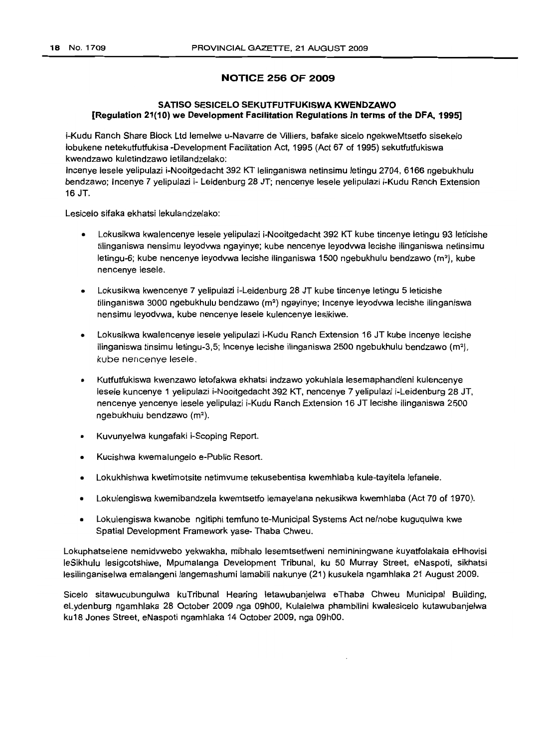## NOTICE 256 OF 2009

### SATISO SESICELO SEKUTFUTFUKISWA KWENDZAWO
### [Regulation 21(10) we Development Facilitation Regulations in terms of the DFA, 1995]

i-Kudu Ranch Share Block Ltd lemelwe u-Navarre de Villiers, bafake sicelo ngekweMtsetfo sisekelo lobukene netekutfutfukisa -Development Facilitation Act, 1995 (Act 67 of 1995) sekutfutfukiswa kwendzawo kuletindzawo letilandzelako:

Incenye lesele yelipulazi i-Nooitgedacht 392 KT lelinganiswa netinsimu letingu 2704, 6166 ngebukhulu bendzawo; Incenye 7 yelipulazi i- Leidenburg 28 JT; nencenye lesele yelipulazi i-Kudu Ranch Extension 16 JT.

Lesicelo sifaka ekhatsi lekulandzelako:

- Lokusikwa kwalencenye lesele yelipulazi i-Nooitgedacht 392 KT kube tincenye letingu 93 leticishe tilinganiswa nensimu leyodvwa ngayinye; kube nencenye leyodvwa lecishe ilinganiswa netinsimu letingu-6; kube nencenye leyodvwa lecishe ilinganiswa 1500 ngebukhulu bendzawo (m²), kube nencenye lesele.
- Lokusikwa kwencenye 7 yelipulazi i-Leidenburg 28 JT kube tincenye letingu 5 leticishe tilinganiswa 3000 ngebukhulu bendzawo (m²) ngayinye; Incenye leyodvwa lecishe ilinganiswa nensimu leyodvwa, kube nencenye lesele kulencenye lesikiwe.
- Lokusikwa kwalencenye lesele yelipulazi i-Kudu Ranch Extension 16 JT kube incenye lecishe ilinganiswa tinsimu letingu-3,5; Incenye lecishe ilinganiswa 2500 ngebukhulu bendzawo (m²), kube nencenye lesele.
- Kutfutfukiswa kwenzawo letofakwa ekhatsi indzawo yokuhlala lesemaphandleni kulencenye lesele kuncenye 1 yelipulazi i-Nooitgedacht 392 KT, nencenye 7 yelipulazi i-Leidenburg 28 JT, nencenye yencenye lesele yelipulazi i-Kudu Ranch Extension 16 JT lecishe ilinganiswa 2500 ngebukhulu bendzawo (m²).
- Kuvunyelwa kungafaki i-Scoping Report.
- Kucishwa kwemalungelo e-Public Resort.
- Lokukhishwa kwetimotsite netimvume tekusebentisa kwemhlaba kule-tayitela lefanele.
- Lokulengiswa kwemibandzela kwemtsetfo lemayelana nekusikwa kwemhlaba (Act 70 of 1970).
- Lokulengiswa kwanobe ngitiphi temfuno te-Municipal Systems Act ne/nobe kuguqulwa kwe Spatial Development Framework yase- Thaba Chweu.

Lokuphatselene nemidvwebo yekwakha, mibhalo lesemtsetfweni nemininingwane kuyatfolakala eHhovisi leSikhulu lesigcotshiwe, Mpumalanga Development Tribunal, ku 50 Murray Street, eNaspoti, sikhatsi lesilinganiselwa emalangeni langemashumi lamabili nakunye (21) kusukela ngamhlaka 21 August 2009.

Sicelo sitawucubungulwa kuTribunal Hearing letawubanjelwa eThaba Chweu Municipal Building, eLydenburg ngamhlaka 28 October 2009 nga 09h00, Kulalelwa phambilini kwalesicelo kutawubanjelwa ku18 Jones Street, eNaspoti ngamhlaka 14 October 2009, nga 09h00.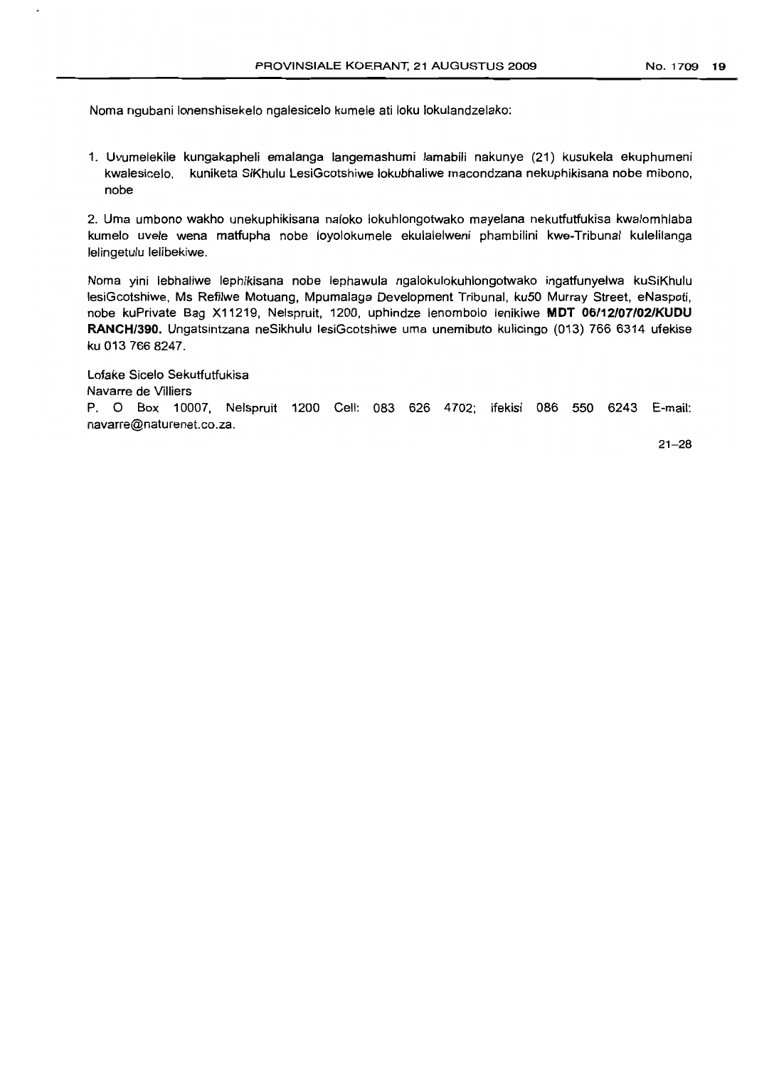Noma ngubani lonenshisekelo ngalesicelo kumele ati loku lokulandzelako:

1. Uvumelekile kungakapheli emalanga langemashumi lamabili nakunye (21) kusukela ekuphumeni kwalesicelo, kuniketa SiKhulu LesiGcotshiwe lokubhaliwe macondzana nekuphikisana nobe mibono, nobe

2. Uma umbono wakho unekuphikisana naloko lokuhlongotwako mayelana nekutfutfukisa kwalomhlaba kumelo uvele wena matfupha nobe loyolokumele ekulalelweni phambilini kwe-Tribunal kulelilanga lelingetulu lelibekiwe.

Noma yini lebhaliwe lephikisana nobe lephawula ngalokulokuhlongotwako ingatfunyelwa kuSiKhulu lesiGcotshiwe, Ms Refilwe Motuang, Mpumalaga Development Tribunal, ku50 Murray Street, eNaspoti, nobe kuPrivate Bag X11219, Nelspruit, 1200, uphindze lenombolo lenikiwe **MDT 06/12/07/02/KUDU RANCH/390.** Ungatsintzana neSikhulu lesiGcotshiwe uma unemibuto kulicingo (013) 766 6314 ufekise ku 013 766 8247.

Lofake Sicelo Sekutfutfukisa
Navarre de Villiers
P. O Box 10007, Nelspruit 1200 Cell: 083 626 4702; ifekisi 086 550 6243 E-mail: navarre@naturenet.co.za.

21–28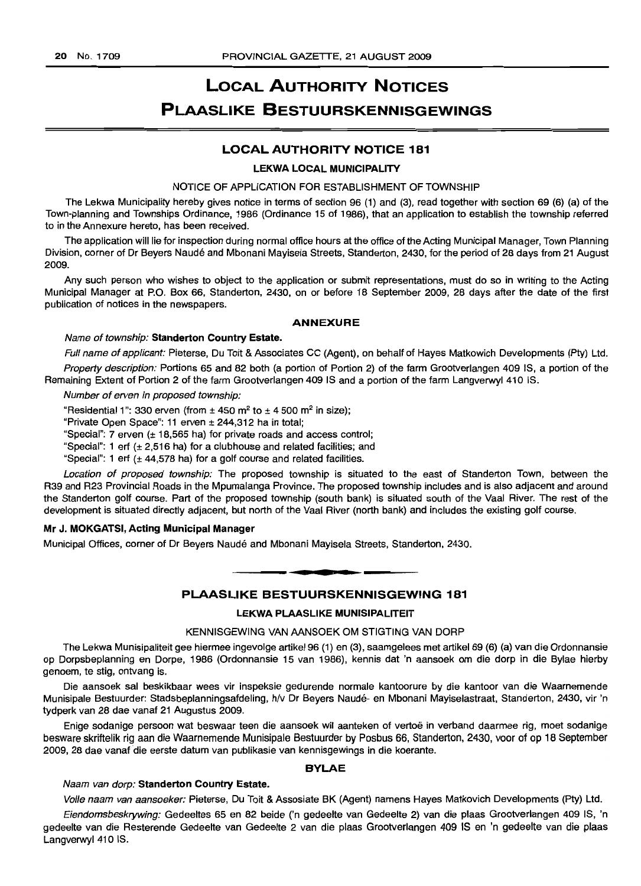# LOCAL AUTHORITY NOTICES

# PLAASLIKE BESTUURSKENNISGEWINGS

## LOCAL AUTHORITY NOTICE 181

### LEKWA LOCAL MUNICIPALITY

NOTICE OF APPLICATION FOR ESTABLISHMENT OF TOWNSHIP

The Lekwa Municipality hereby gives notice in terms of section 96 (1) and (3), read together with section 69 (6) (a) of the Town-planning and Townships Ordinance, 1986 (Ordinance 15 of 1986), that an application to establish the township referred to in the Annexure hereto, has been received.

The application will lie for inspection during normal office hours at the office of the Acting Municipal Manager, Town Planning Division, corner of Dr Beyers Naudé and Mbonani Mayisela Streets, Standerton, 2430, for the period of 28 days from 21 August 2009.

Any such person who wishes to object to the application or submit representations, must do so in writing to the Acting Municipal Manager at P.O. Box 66, Standerton, 2430, on or before 18 September 2009, 28 days after the date of the first publication of notices in the newspapers.

#### ANNEXURE

*Name of township:* **Standerton Country Estate.**

*Full name of applicant:* Pieterse, Du Toit & Associates CC (Agent), on behalf of Hayes Matkowich Developments (Pty) Ltd.

*Property description:* Portions 65 and 82 both (a portion of Portion 2) of the farm Grootverlangen 409 IS, a portion of the Remaining Extent of Portion 2 of the farm Grootverlangen 409 IS and a portion of the farm Langverwyl 410 IS.

*Number of erven in proposed township:*

"Residential 1": 330 erven (from ± 450 m$^2$ to ± 4 500 m$^2$ in size);

"Private Open Space": 11 erven ± 244,312 ha in total;

"Special": 7 erven (± 18,565 ha) for private roads and access control;

"Special": 1 erf (± 2,516 ha) for a clubhouse and related facilities; and

"Special": 1 erf (± 44,578 ha) for a golf course and related facilities.

*Location of proposed township:* The proposed township is situated to the east of Standerton Town, between the R39 and R23 Provincial Roads in the Mpumalanga Province. The proposed township includes and is also adjacent and around the Standerton golf course. Part of the proposed township (south bank) is situated south of the Vaal River. The rest of the development is situated directly adjacent, but north of the Vaal River (north bank) and includes the existing golf course.

**Mr J. MOKGATSI, Acting Municipal Manager**

Municipal Offices, corner of Dr Beyers Naudé and Mbonani Mayisela Streets, Standerton, 2430.

---

## PLAASLIKE BESTUURSKENNISGEWING 181

### LEKWA PLAASLIKE MUNISIPALITEIT

KENNISGEWING VAN AANSOEK OM STIGTING VAN DORP

The Lekwa Munisipaliteit gee hiermee ingevolge artikel 96 (1) en (3), saamgelees met artikel 69 (6) (a) van die Ordonnansie op Dorpsbeplanning en Dorpe, 1986 (Ordonnansie 15 van 1986), kennis dat 'n aansoek om die dorp in die Bylae hierby genoem, te stig, ontvang is.

Die aansoek sal beskikbaar wees vir inspeksie gedurende normale kantoorure by die kantoor van die Waarnemende Munisipale Bestuurder: Stadsbeplanningsafdeling, h/v Dr Beyers Naudé- en Mbonani Mayiselastraat, Standerton, 2430, vir 'n tydperk van 28 dae vanaf 21 Augustus 2009.

Enige sodanige persoon wat beswaar teen die aansoek wil aanteken of vertoë in verband daarmee rig, moet sodanige besware skriftelik rig aan die Waarnemende Munisipale Bestuurder by Posbus 66, Standerton, 2430, voor of op 18 September 2009, 28 dae vanaf die eerste datum van publikasie van kennisgewings in die koerante.

#### BYLAE

*Naam van dorp:* **Standerton Country Estate.**

*Volle naam van aansoeker:* Pieterse, Du Toit & Assosiate BK (Agent) namens Hayes Matkovich Developments (Pty) Ltd.

*Eiendomsbeskrywing:* Gedeeltes 65 en 82 beide ('n gedeelte van Gedeelte 2) van die plaas Grootverlangen 409 IS, 'n gedeelte van die Resterende Gedeelte van Gedeelte 2 van die plaas Grootverlangen 409 IS en 'n gedeelte van die plaas Langverwyl 410 IS.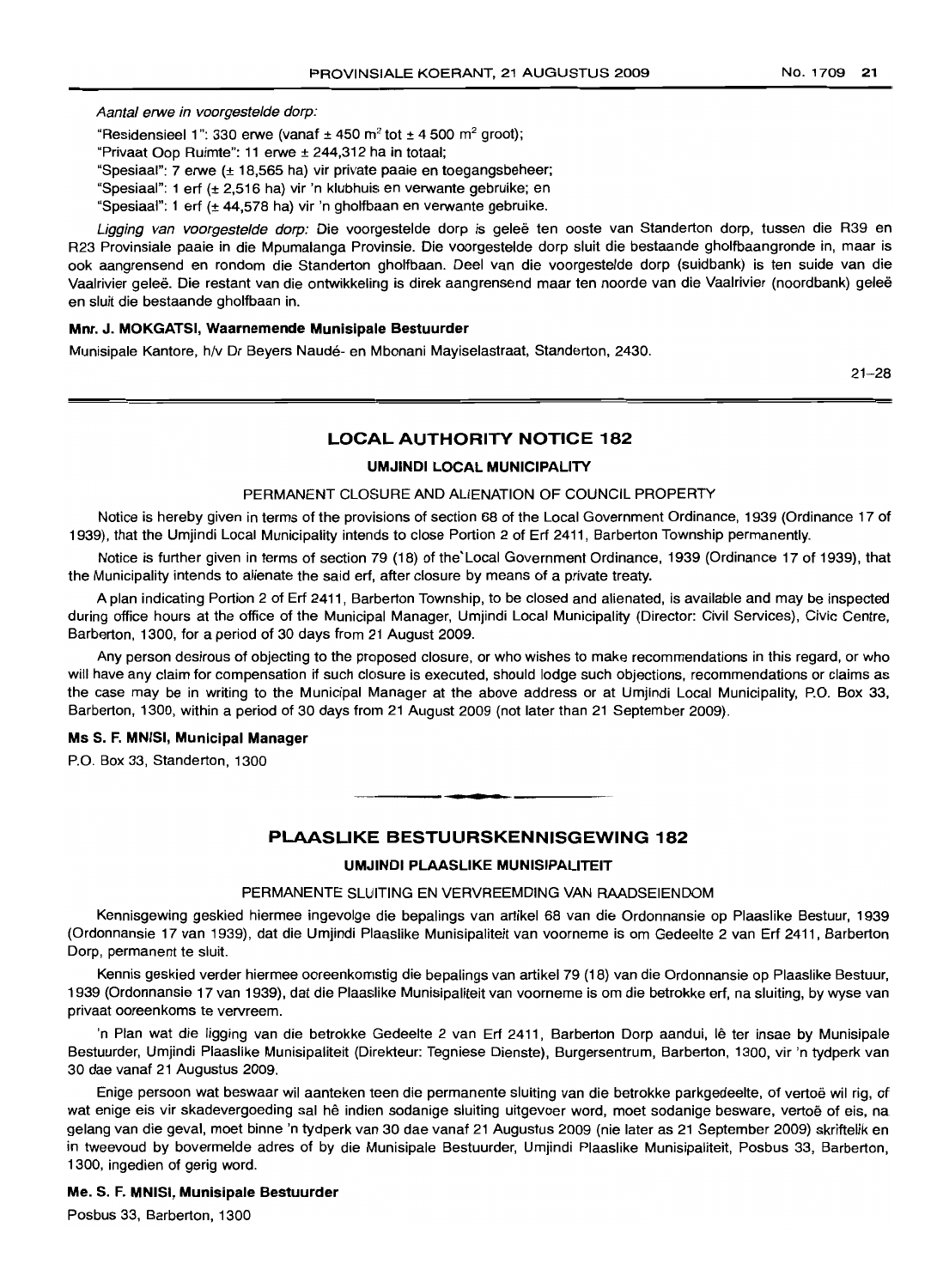*Aantal erwe in voorgestelde dorp:*

"Residensieel 1": 330 erwe (vanaf ± 450 m² tot ± 4 500 m² groot);

"Privaat Oop Ruimte": 11 erwe ± 244,312 ha in totaal;

"Spesiaal": 7 erwe (± 18,565 ha) vir private paaie en toegangsbeheer;

"Spesiaal": 1 erf (± 2,516 ha) vir 'n klubhuis en verwante gebruike; en

"Spesiaal": 1 erf (± 44,578 ha) vir 'n gholfbaan en verwante gebruike.

*Ligging van voorgestelde dorp:* Die voorgestelde dorp is geleë ten ooste van Standerton dorp, tussen die R39 en R23 Provinsiale paaie in die Mpumalanga Provinsie. Die voorgestelde dorp sluit die bestaande gholfbaangronde in, maar is ook aangrensend en rondom die Standerton gholfbaan. Deel van die voorgestelde dorp (suidbank) is ten suide van die Vaalrivier geleë. Die restant van die ontwikkeling is direk aangrensend maar ten noorde van die Vaalrivier (noordbank) geleë en sluit die bestaande gholfbaan in.

**Mnr. J. MOKGATSI, Waarnemende Munisipale Bestuurder**

Munisipale Kantore, h/v Dr Beyers Naudé- en Mbonani Mayiselastraat, Standerton, 2430.

21–28

## LOCAL AUTHORITY NOTICE 182

### UMJINDI LOCAL MUNICIPALITY

PERMANENT CLOSURE AND ALIENATION OF COUNCIL PROPERTY

Notice is hereby given in terms of the provisions of section 68 of the Local Government Ordinance, 1939 (Ordinance 17 of 1939), that the Umjindi Local Municipality intends to close Portion 2 of Erf 2411, Barberton Township permanently.

Notice is further given in terms of section 79 (18) of the Local Government Ordinance, 1939 (Ordinance 17 of 1939), that the Municipality intends to alienate the said erf, after closure by means of a private treaty.

A plan indicating Portion 2 of Erf 2411, Barberton Township, to be closed and alienated, is available and may be inspected during office hours at the office of the Municipal Manager, Umjindi Local Municipality (Director: Civil Services), Civic Centre, Barberton, 1300, for a period of 30 days from 21 August 2009.

Any person desirous of objecting to the proposed closure, or who wishes to make recommendations in this regard, or who will have any claim for compensation if such closure is executed, should lodge such objections, recommendations or claims as the case may be in writing to the Municipal Manager at the above address or at Umjindi Local Municipality, P.O. Box 33, Barberton, 1300, within a period of 30 days from 21 August 2009 (not later than 21 September 2009).

**Ms S. F. MNISI, Municipal Manager**

P.O. Box 33, Standerton, 1300

## PLAASLIKE BESTUURSKENNISGEWING 182

### UMJINDI PLAASLIKE MUNISIPALITEIT

PERMANENTE SLUITING EN VERVREEMDING VAN RAADSEIENDOM

Kennisgewing geskied hiermee ingevolge die bepalings van artikel 68 van die Ordonnansie op Plaaslike Bestuur, 1939 (Ordonnansie 17 van 1939), dat die Umjindi Plaaslike Munisipaliteit van voorneme is om Gedeelte 2 van Erf 2411, Barberton Dorp, permanent te sluit.

Kennis geskied verder hiermee ooreenkomstig die bepalings van artikel 79 (18) van die Ordonnansie op Plaaslike Bestuur, 1939 (Ordonnansie 17 van 1939), dat die Plaaslike Munisipaliteit van voorneme is om die betrokke erf, na sluiting, by wyse van privaat ooreenkoms te vervreem.

'n Plan wat die ligging van die betrokke Gedeelte 2 van Erf 2411, Barberton Dorp aandui, lê ter insae by Munisipale Bestuurder, Umjindi Plaaslike Munisipaliteit (Direkteur: Tegniese Dienste), Burgersentrum, Barberton, 1300, vir 'n tydperk van 30 dae vanaf 21 Augustus 2009.

Enige persoon wat beswaar wil aanteken teen die permanente sluiting van die betrokke parkgedeelte, of vertoë wil rig, of wat enige eis vir skadevergoeding sal hê indien sodanige sluiting uitgevoer word, moet sodanige besware, vertoë of eis, na gelang van die geval, moet binne 'n tydperk van 30 dae vanaf 21 Augustus 2009 (nie later as 21 September 2009) skriftelik en in tweevoud by bovermelde adres of by die Munisipale Bestuurder, Umjindi Plaaslike Munisipaliteit, Posbus 33, Barberton, 1300, ingedien of gerig word.

**Me. S. F. MNISI, Munisipale Bestuurder**

Posbus 33, Barberton, 1300